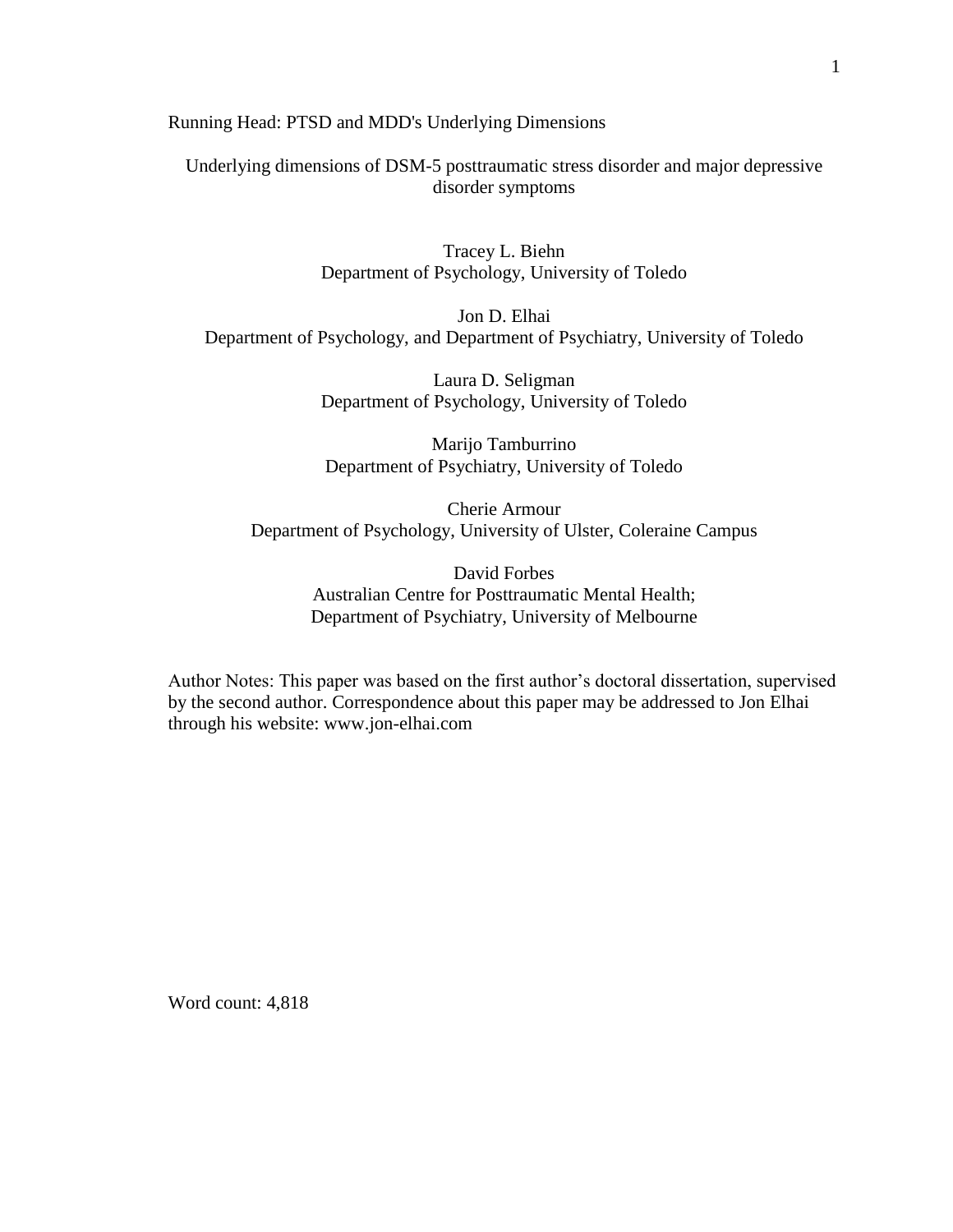Running Head: PTSD and MDD's Underlying Dimensions

# Underlying dimensions of DSM-5 posttraumatic stress disorder and major depressive disorder symptoms

Tracey L. Biehn
Department of Psychology, University of Toledo

Jon D. Elhai
Department of Psychology, and Department of Psychiatry, University of Toledo

Laura D. Seligman
Department of Psychology, University of Toledo

Marijo Tamburrino
Department of Psychiatry, University of Toledo

Cherie Armour
Department of Psychology, University of Ulster, Coleraine Campus

David Forbes
Australian Centre for Posttraumatic Mental Health;
Department of Psychiatry, University of Melbourne

Author Notes: This paper was based on the first author's doctoral dissertation, supervised by the second author. Correspondence about this paper may be addressed to Jon Elhai through his website: www.jon-elhai.com

Word count: 4,818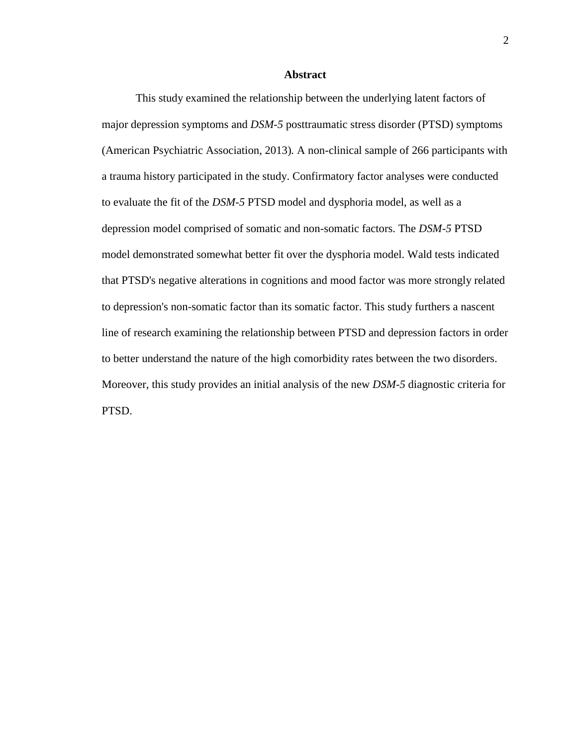## Abstract

This study examined the relationship between the underlying latent factors of major depression symptoms and *DSM-5* posttraumatic stress disorder (PTSD) symptoms (American Psychiatric Association, 2013). A non-clinical sample of 266 participants with a trauma history participated in the study. Confirmatory factor analyses were conducted to evaluate the fit of the *DSM-5* PTSD model and dysphoria model, as well as a depression model comprised of somatic and non-somatic factors. The *DSM-5* PTSD model demonstrated somewhat better fit over the dysphoria model. Wald tests indicated that PTSD's negative alterations in cognitions and mood factor was more strongly related to depression's non-somatic factor than its somatic factor. This study furthers a nascent line of research examining the relationship between PTSD and depression factors in order to better understand the nature of the high comorbidity rates between the two disorders. Moreover, this study provides an initial analysis of the new *DSM-5* diagnostic criteria for PTSD.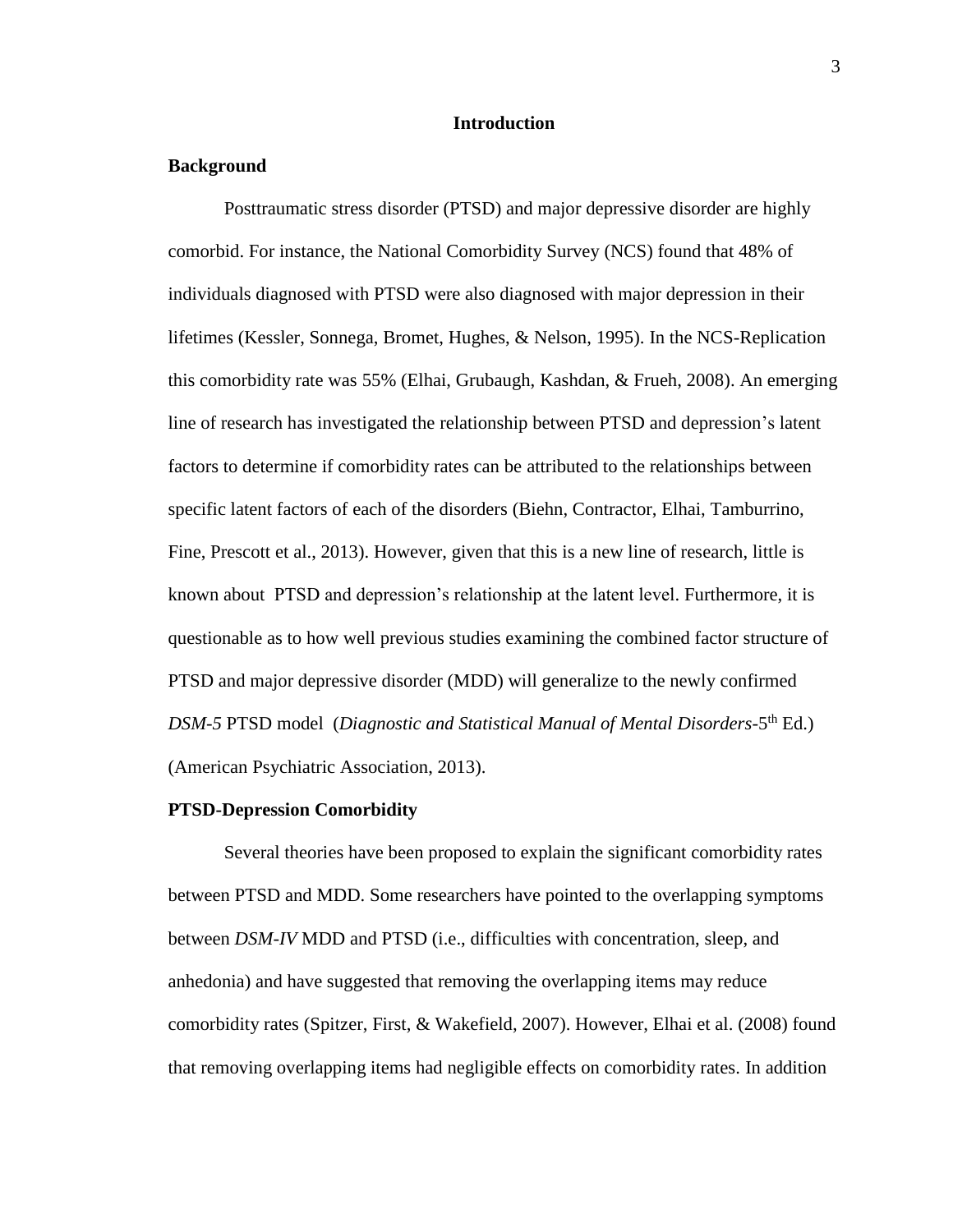# Introduction

## Background

Posttraumatic stress disorder (PTSD) and major depressive disorder are highly comorbid. For instance, the National Comorbidity Survey (NCS) found that 48% of individuals diagnosed with PTSD were also diagnosed with major depression in their lifetimes (Kessler, Sonnega, Bromet, Hughes, & Nelson, 1995). In the NCS-Replication this comorbidity rate was 55% (Elhai, Grubaugh, Kashdan, & Frueh, 2008). An emerging line of research has investigated the relationship between PTSD and depression's latent factors to determine if comorbidity rates can be attributed to the relationships between specific latent factors of each of the disorders (Biehn, Contractor, Elhai, Tamburrino, Fine, Prescott et al., 2013). However, given that this is a new line of research, little is known about PTSD and depression's relationship at the latent level. Furthermore, it is questionable as to how well previous studies examining the combined factor structure of PTSD and major depressive disorder (MDD) will generalize to the newly confirmed *DSM-5* PTSD model (*Diagnostic and Statistical Manual of Mental Disorders*-5th Ed.) (American Psychiatric Association, 2013).

## PTSD-Depression Comorbidity

Several theories have been proposed to explain the significant comorbidity rates between PTSD and MDD. Some researchers have pointed to the overlapping symptoms between *DSM-IV* MDD and PTSD (i.e., difficulties with concentration, sleep, and anhedonia) and have suggested that removing the overlapping items may reduce comorbidity rates (Spitzer, First, & Wakefield, 2007). However, Elhai et al. (2008) found that removing overlapping items had negligible effects on comorbidity rates. In addition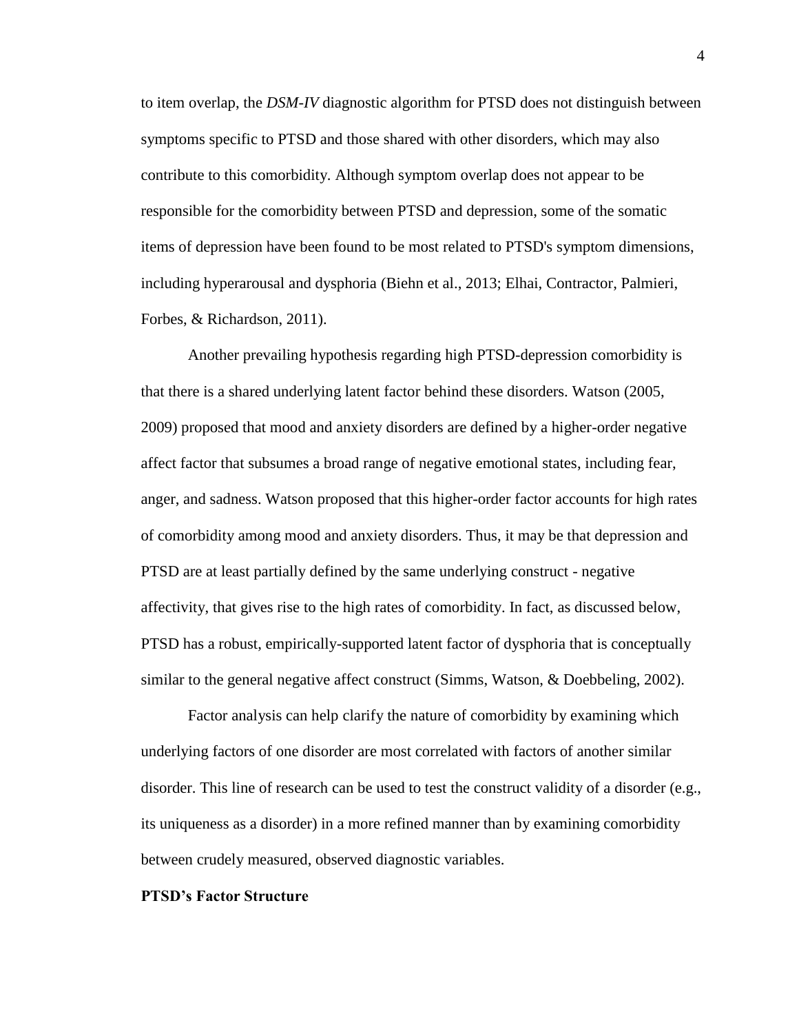to item overlap, the *DSM-IV* diagnostic algorithm for PTSD does not distinguish between symptoms specific to PTSD and those shared with other disorders, which may also contribute to this comorbidity. Although symptom overlap does not appear to be responsible for the comorbidity between PTSD and depression, some of the somatic items of depression have been found to be most related to PTSD's symptom dimensions, including hyperarousal and dysphoria (Biehn et al., 2013; Elhai, Contractor, Palmieri, Forbes, & Richardson, 2011).

Another prevailing hypothesis regarding high PTSD-depression comorbidity is that there is a shared underlying latent factor behind these disorders. Watson (2005, 2009) proposed that mood and anxiety disorders are defined by a higher-order negative affect factor that subsumes a broad range of negative emotional states, including fear, anger, and sadness. Watson proposed that this higher-order factor accounts for high rates of comorbidity among mood and anxiety disorders. Thus, it may be that depression and PTSD are at least partially defined by the same underlying construct - negative affectivity, that gives rise to the high rates of comorbidity. In fact, as discussed below, PTSD has a robust, empirically-supported latent factor of dysphoria that is conceptually similar to the general negative affect construct (Simms, Watson, & Doebbeling, 2002).

Factor analysis can help clarify the nature of comorbidity by examining which underlying factors of one disorder are most correlated with factors of another similar disorder. This line of research can be used to test the construct validity of a disorder (e.g., its uniqueness as a disorder) in a more refined manner than by examining comorbidity between crudely measured, observed diagnostic variables.

**PTSD's Factor Structure**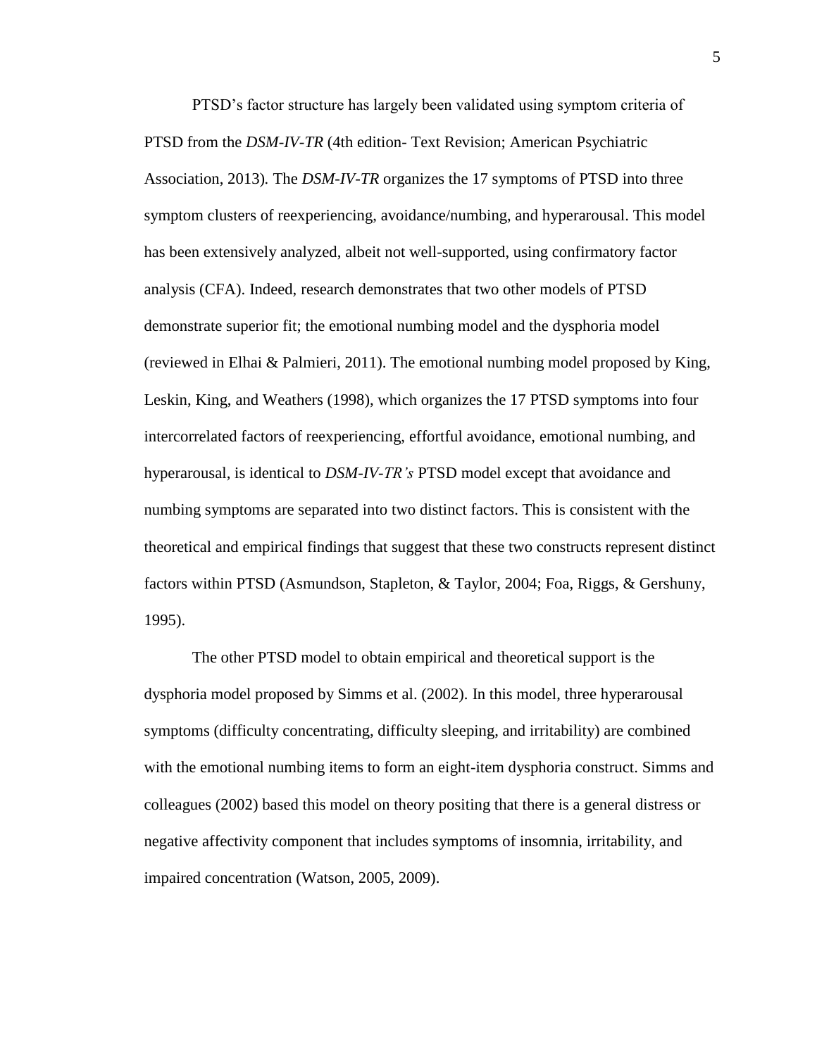PTSD's factor structure has largely been validated using symptom criteria of PTSD from the *DSM-IV-TR* (4th edition- Text Revision; American Psychiatric Association, 2013). The *DSM-IV-TR* organizes the 17 symptoms of PTSD into three symptom clusters of reexperiencing, avoidance/numbing, and hyperarousal. This model has been extensively analyzed, albeit not well-supported, using confirmatory factor analysis (CFA). Indeed, research demonstrates that two other models of PTSD demonstrate superior fit; the emotional numbing model and the dysphoria model (reviewed in Elhai & Palmieri, 2011). The emotional numbing model proposed by King, Leskin, King, and Weathers (1998), which organizes the 17 PTSD symptoms into four intercorrelated factors of reexperiencing, effortful avoidance, emotional numbing, and hyperarousal, is identical to *DSM-IV-TR's* PTSD model except that avoidance and numbing symptoms are separated into two distinct factors. This is consistent with the theoretical and empirical findings that suggest that these two constructs represent distinct factors within PTSD (Asmundson, Stapleton, & Taylor, 2004; Foa, Riggs, & Gershuny, 1995).

The other PTSD model to obtain empirical and theoretical support is the dysphoria model proposed by Simms et al. (2002). In this model, three hyperarousal symptoms (difficulty concentrating, difficulty sleeping, and irritability) are combined with the emotional numbing items to form an eight-item dysphoria construct. Simms and colleagues (2002) based this model on theory positing that there is a general distress or negative affectivity component that includes symptoms of insomnia, irritability, and impaired concentration (Watson, 2005, 2009).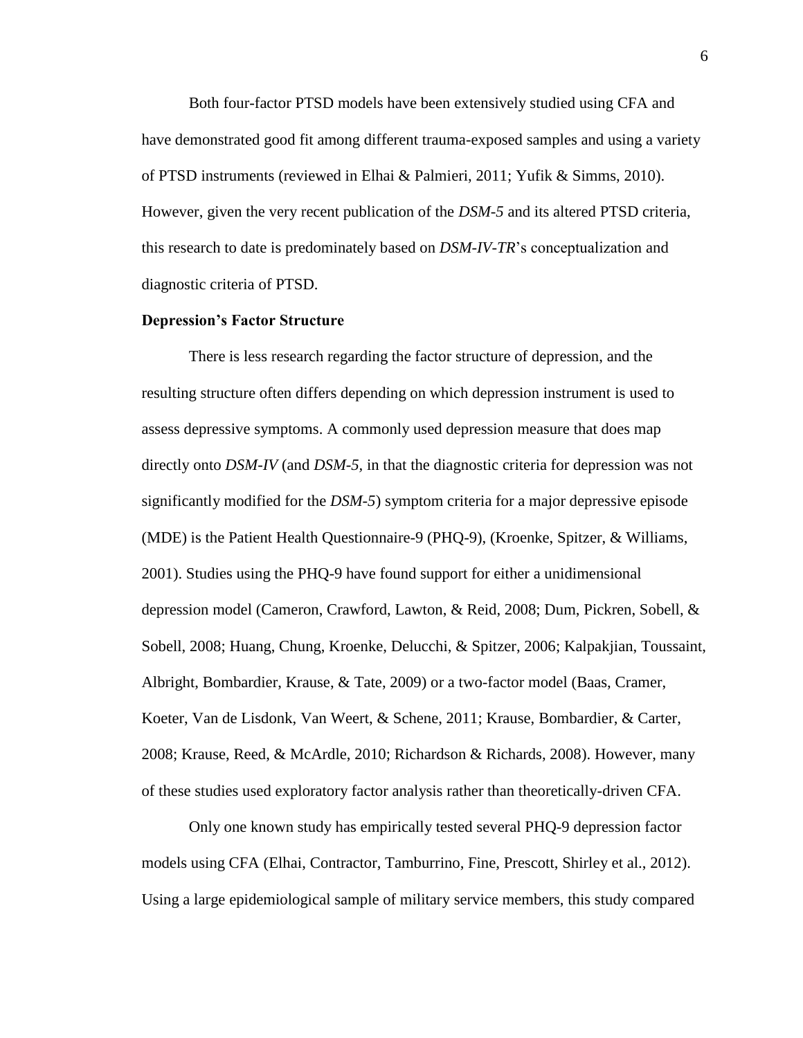Both four-factor PTSD models have been extensively studied using CFA and have demonstrated good fit among different trauma-exposed samples and using a variety of PTSD instruments (reviewed in Elhai & Palmieri, 2011; Yufik & Simms, 2010). However, given the very recent publication of the *DSM-5* and its altered PTSD criteria, this research to date is predominately based on *DSM-IV-TR*'s conceptualization and diagnostic criteria of PTSD.

**Depression's Factor Structure**

There is less research regarding the factor structure of depression, and the resulting structure often differs depending on which depression instrument is used to assess depressive symptoms. A commonly used depression measure that does map directly onto *DSM-IV* (and *DSM-5,* in that the diagnostic criteria for depression was not significantly modified for the *DSM-5*) symptom criteria for a major depressive episode (MDE) is the Patient Health Questionnaire-9 (PHQ-9), (Kroenke, Spitzer, & Williams, 2001). Studies using the PHQ-9 have found support for either a unidimensional depression model (Cameron, Crawford, Lawton, & Reid, 2008; Dum, Pickren, Sobell, & Sobell, 2008; Huang, Chung, Kroenke, Delucchi, & Spitzer, 2006; Kalpakjian, Toussaint, Albright, Bombardier, Krause, & Tate, 2009) or a two-factor model (Baas, Cramer, Koeter, Van de Lisdonk, Van Weert, & Schene, 2011; Krause, Bombardier, & Carter, 2008; Krause, Reed, & McArdle, 2010; Richardson & Richards, 2008). However, many of these studies used exploratory factor analysis rather than theoretically-driven CFA.

Only one known study has empirically tested several PHQ-9 depression factor models using CFA (Elhai, Contractor, Tamburrino, Fine, Prescott, Shirley et al., 2012). Using a large epidemiological sample of military service members, this study compared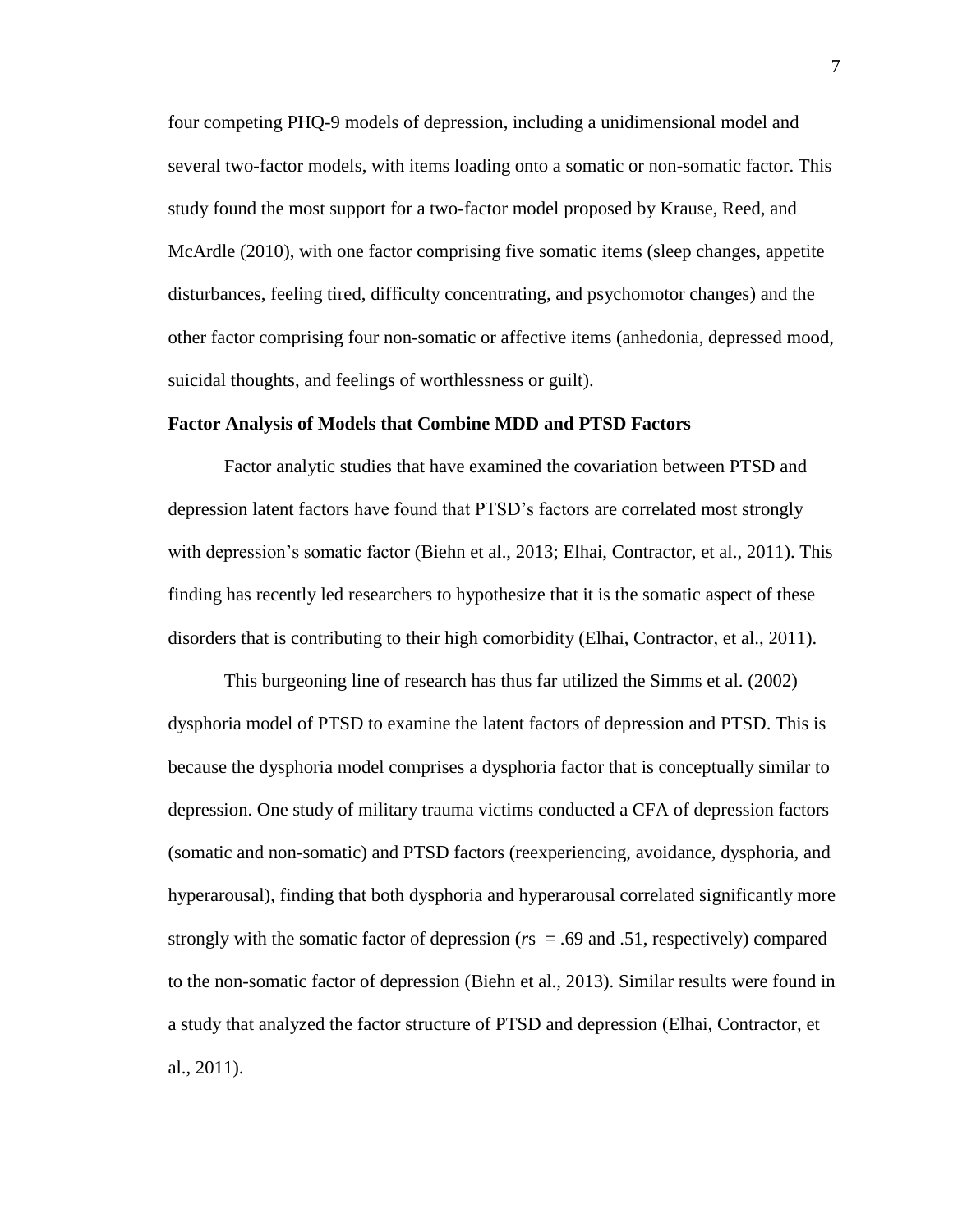four competing PHQ-9 models of depression, including a unidimensional model and several two-factor models, with items loading onto a somatic or non-somatic factor. This study found the most support for a two-factor model proposed by Krause, Reed, and McArdle (2010), with one factor comprising five somatic items (sleep changes, appetite disturbances, feeling tired, difficulty concentrating, and psychomotor changes) and the other factor comprising four non-somatic or affective items (anhedonia, depressed mood, suicidal thoughts, and feelings of worthlessness or guilt).

**Factor Analysis of Models that Combine MDD and PTSD Factors**

Factor analytic studies that have examined the covariation between PTSD and depression latent factors have found that PTSD's factors are correlated most strongly with depression's somatic factor (Biehn et al., 2013; Elhai, Contractor, et al., 2011). This finding has recently led researchers to hypothesize that it is the somatic aspect of these disorders that is contributing to their high comorbidity (Elhai, Contractor, et al., 2011).

This burgeoning line of research has thus far utilized the Simms et al. (2002) dysphoria model of PTSD to examine the latent factors of depression and PTSD. This is because the dysphoria model comprises a dysphoria factor that is conceptually similar to depression. One study of military trauma victims conducted a CFA of depression factors (somatic and non-somatic) and PTSD factors (reexperiencing, avoidance, dysphoria, and hyperarousal), finding that both dysphoria and hyperarousal correlated significantly more strongly with the somatic factor of depression (*r*s = .69 and .51, respectively) compared to the non-somatic factor of depression (Biehn et al., 2013). Similar results were found in a study that analyzed the factor structure of PTSD and depression (Elhai, Contractor, et al., 2011).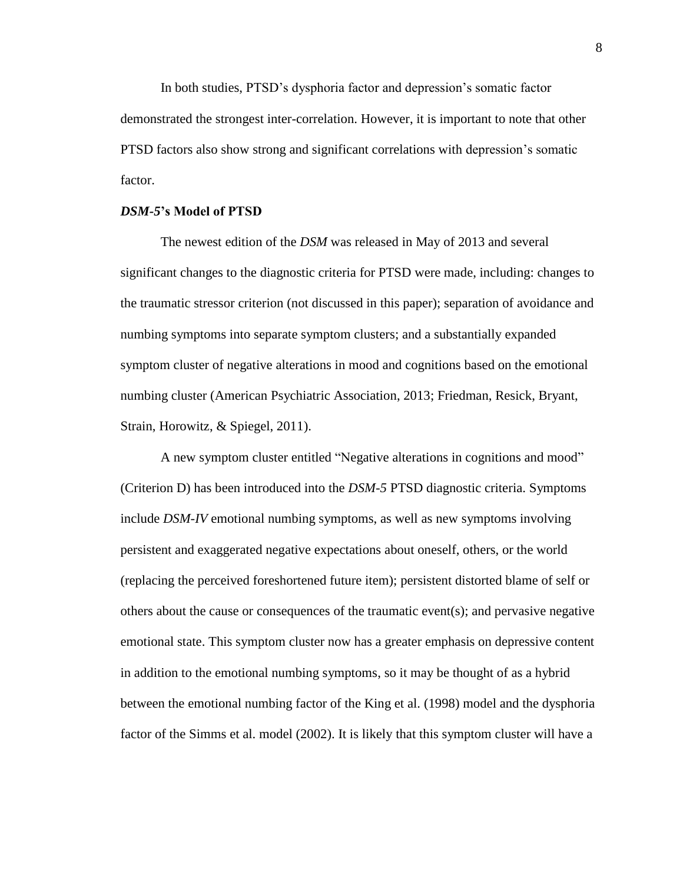In both studies, PTSD's dysphoria factor and depression's somatic factor demonstrated the strongest inter-correlation. However, it is important to note that other PTSD factors also show strong and significant correlations with depression's somatic factor.

### *DSM-5*'s Model of PTSD

The newest edition of the *DSM* was released in May of 2013 and several significant changes to the diagnostic criteria for PTSD were made, including: changes to the traumatic stressor criterion (not discussed in this paper); separation of avoidance and numbing symptoms into separate symptom clusters; and a substantially expanded symptom cluster of negative alterations in mood and cognitions based on the emotional numbing cluster (American Psychiatric Association, 2013; Friedman, Resick, Bryant, Strain, Horowitz, & Spiegel, 2011).

A new symptom cluster entitled "Negative alterations in cognitions and mood" (Criterion D) has been introduced into the *DSM-5* PTSD diagnostic criteria. Symptoms include *DSM-IV* emotional numbing symptoms, as well as new symptoms involving persistent and exaggerated negative expectations about oneself, others, or the world (replacing the perceived foreshortened future item); persistent distorted blame of self or others about the cause or consequences of the traumatic event(s); and pervasive negative emotional state. This symptom cluster now has a greater emphasis on depressive content in addition to the emotional numbing symptoms, so it may be thought of as a hybrid between the emotional numbing factor of the King et al. (1998) model and the dysphoria factor of the Simms et al. model (2002). It is likely that this symptom cluster will have a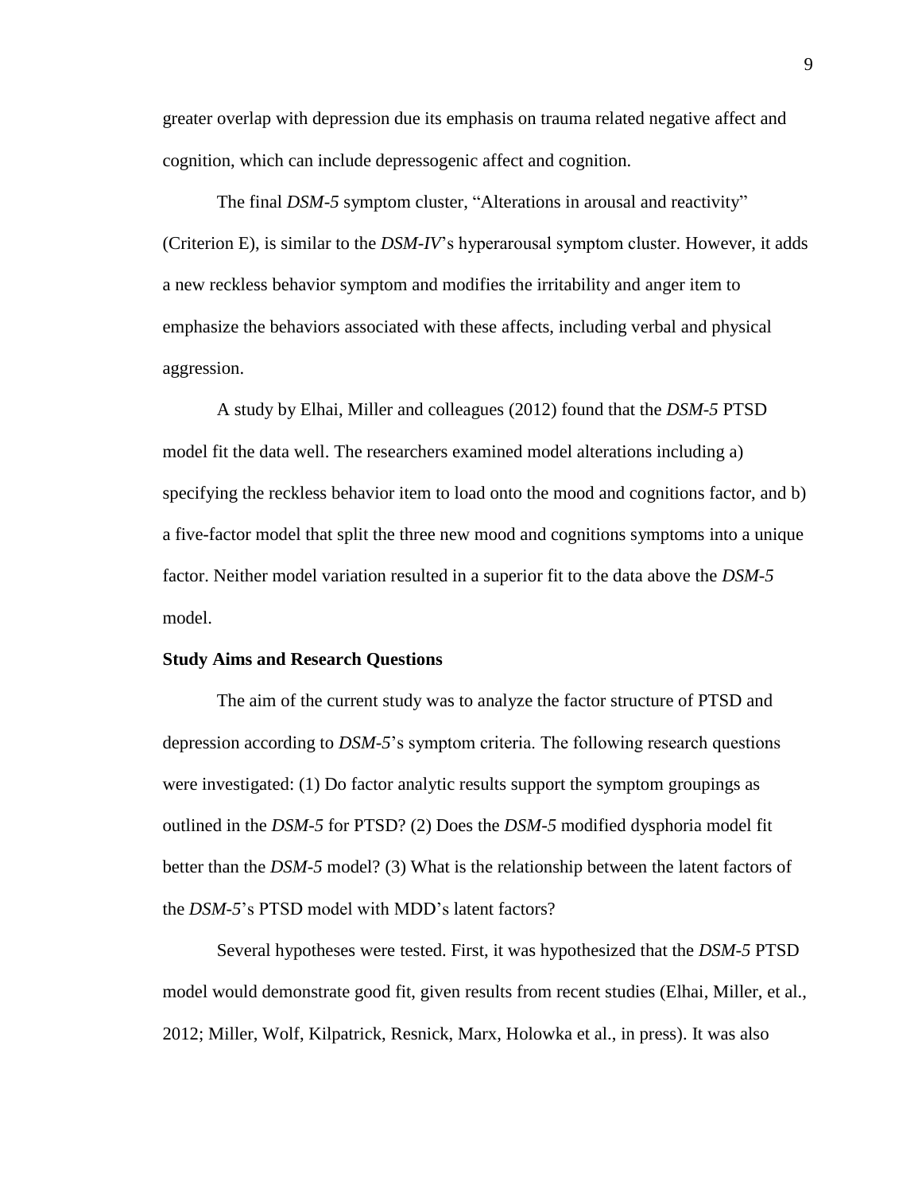greater overlap with depression due its emphasis on trauma related negative affect and cognition, which can include depressogenic affect and cognition.

The final *DSM-5* symptom cluster, "Alterations in arousal and reactivity" (Criterion E), is similar to the *DSM-IV*'s hyperarousal symptom cluster. However, it adds a new reckless behavior symptom and modifies the irritability and anger item to emphasize the behaviors associated with these affects, including verbal and physical aggression.

A study by Elhai, Miller and colleagues (2012) found that the *DSM-5* PTSD model fit the data well. The researchers examined model alterations including a) specifying the reckless behavior item to load onto the mood and cognitions factor, and b) a five-factor model that split the three new mood and cognitions symptoms into a unique factor. Neither model variation resulted in a superior fit to the data above the *DSM-5* model.

**Study Aims and Research Questions**

The aim of the current study was to analyze the factor structure of PTSD and depression according to *DSM-5*'s symptom criteria. The following research questions were investigated: (1) Do factor analytic results support the symptom groupings as outlined in the *DSM-5* for PTSD? (2) Does the *DSM-5* modified dysphoria model fit better than the *DSM-5* model? (3) What is the relationship between the latent factors of the *DSM-5*'s PTSD model with MDD's latent factors?

Several hypotheses were tested. First, it was hypothesized that the *DSM-5* PTSD model would demonstrate good fit, given results from recent studies (Elhai, Miller, et al., 2012; Miller, Wolf, Kilpatrick, Resnick, Marx, Holowka et al., in press). It was also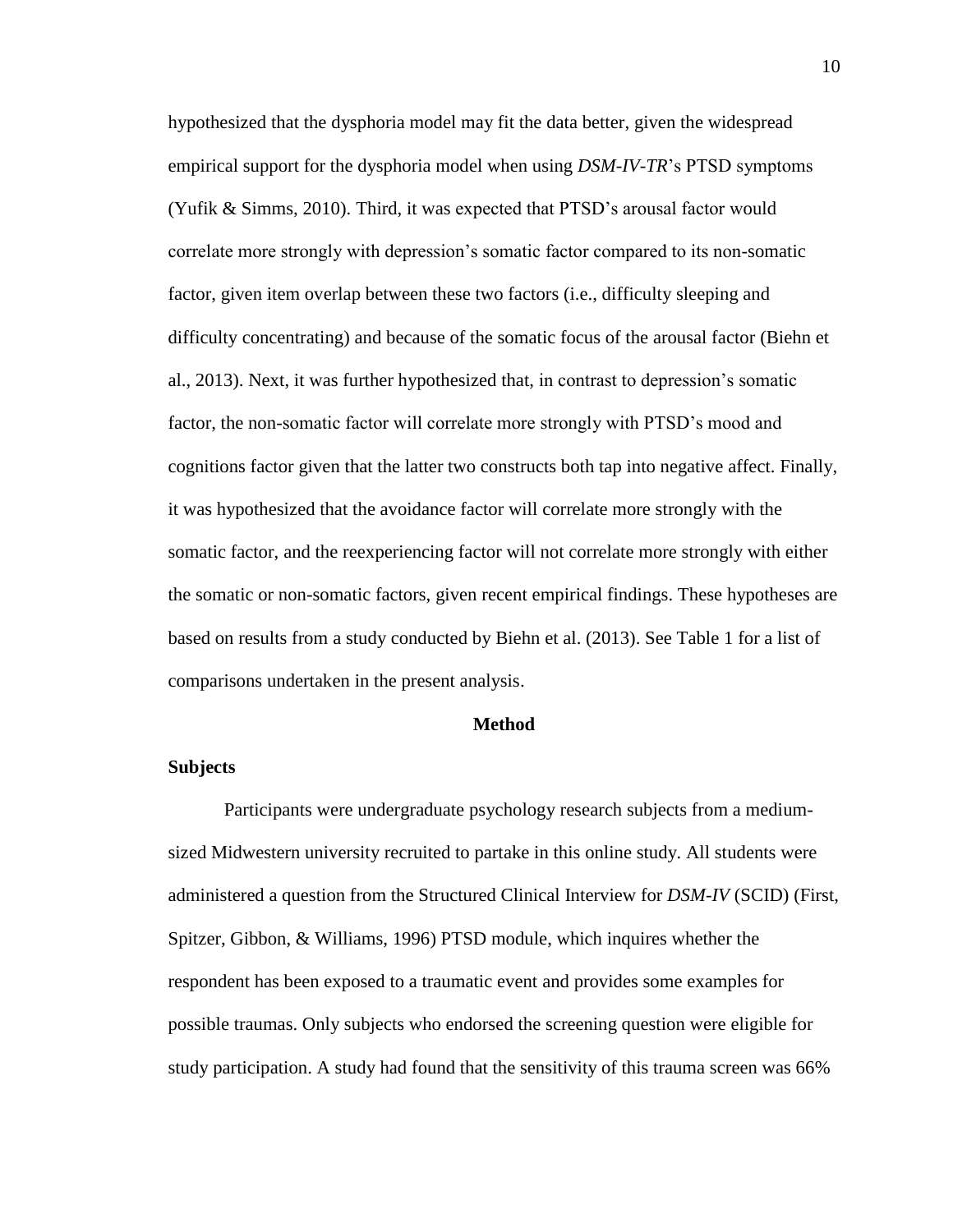hypothesized that the dysphoria model may fit the data better, given the widespread empirical support for the dysphoria model when using *DSM-IV-TR*'s PTSD symptoms (Yufik & Simms, 2010). Third, it was expected that PTSD's arousal factor would correlate more strongly with depression's somatic factor compared to its non-somatic factor, given item overlap between these two factors (i.e., difficulty sleeping and difficulty concentrating) and because of the somatic focus of the arousal factor (Biehn et al., 2013). Next, it was further hypothesized that, in contrast to depression's somatic factor, the non-somatic factor will correlate more strongly with PTSD's mood and cognitions factor given that the latter two constructs both tap into negative affect. Finally, it was hypothesized that the avoidance factor will correlate more strongly with the somatic factor, and the reexperiencing factor will not correlate more strongly with either the somatic or non-somatic factors, given recent empirical findings. These hypotheses are based on results from a study conducted by Biehn et al. (2013). See Table 1 for a list of comparisons undertaken in the present analysis.

## Method

### Subjects

Participants were undergraduate psychology research subjects from a medium-sized Midwestern university recruited to partake in this online study. All students were administered a question from the Structured Clinical Interview for *DSM-IV* (SCID) (First, Spitzer, Gibbon, & Williams, 1996) PTSD module, which inquires whether the respondent has been exposed to a traumatic event and provides some examples for possible traumas. Only subjects who endorsed the screening question were eligible for study participation. A study had found that the sensitivity of this trauma screen was 66%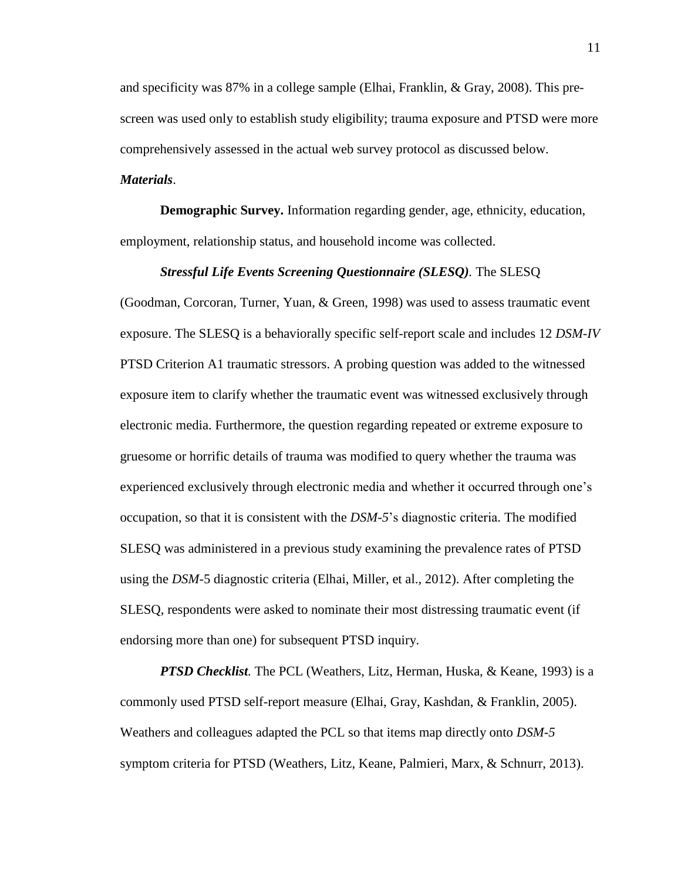and specificity was 87% in a college sample (Elhai, Franklin, & Gray, 2008). This pre-screen was used only to establish study eligibility; trauma exposure and PTSD were more comprehensively assessed in the actual web survey protocol as discussed below.

***Materials*.**

**Demographic Survey.** Information regarding gender, age, ethnicity, education, employment, relationship status, and household income was collected.

***Stressful Life Events Screening Questionnaire (SLESQ)***. The SLESQ (Goodman, Corcoran, Turner, Yuan, & Green, 1998) was used to assess traumatic event exposure. The SLESQ is a behaviorally specific self-report scale and includes 12 *DSM-IV* PTSD Criterion A1 traumatic stressors. A probing question was added to the witnessed exposure item to clarify whether the traumatic event was witnessed exclusively through electronic media. Furthermore, the question regarding repeated or extreme exposure to gruesome or horrific details of trauma was modified to query whether the trauma was experienced exclusively through electronic media and whether it occurred through one's occupation, so that it is consistent with the *DSM-5*'s diagnostic criteria. The modified SLESQ was administered in a previous study examining the prevalence rates of PTSD using the *DSM*-5 diagnostic criteria (Elhai, Miller, et al., 2012). After completing the SLESQ, respondents were asked to nominate their most distressing traumatic event (if endorsing more than one) for subsequent PTSD inquiry.

***PTSD Checklist*.** The PCL (Weathers, Litz, Herman, Huska, & Keane, 1993) is a commonly used PTSD self-report measure (Elhai, Gray, Kashdan, & Franklin, 2005). Weathers and colleagues adapted the PCL so that items map directly onto *DSM-5* symptom criteria for PTSD (Weathers, Litz, Keane, Palmieri, Marx, & Schnurr, 2013).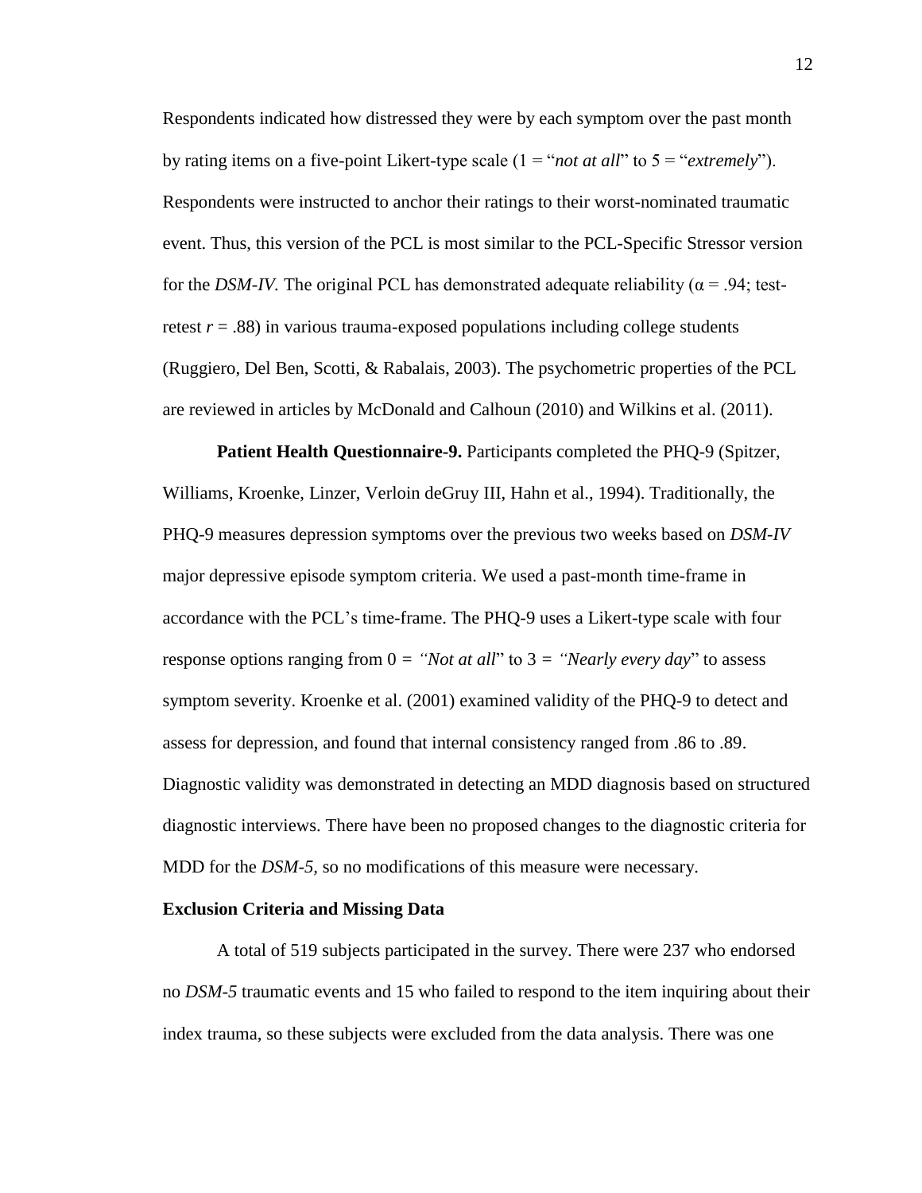Respondents indicated how distressed they were by each symptom over the past month by rating items on a five-point Likert-type scale (1 = "*not at all*" to 5 = "*extremely*"). Respondents were instructed to anchor their ratings to their worst-nominated traumatic event. Thus, this version of the PCL is most similar to the PCL-Specific Stressor version for the *DSM-IV.* The original PCL has demonstrated adequate reliability ($\alpha = .94$; test-retest $r = .88$) in various trauma-exposed populations including college students (Ruggiero, Del Ben, Scotti, & Rabalais, 2003). The psychometric properties of the PCL are reviewed in articles by McDonald and Calhoun (2010) and Wilkins et al. (2011).

**Patient Health Questionnaire-9.** Participants completed the PHQ-9 (Spitzer, Williams, Kroenke, Linzer, Verloin deGruy III, Hahn et al., 1994). Traditionally, the PHQ-9 measures depression symptoms over the previous two weeks based on *DSM-IV* major depressive episode symptom criteria. We used a past-month time-frame in accordance with the PCL's time-frame. The PHQ-9 uses a Likert-type scale with four response options ranging from 0 = *"Not at all*" to 3 = *"Nearly every day*" to assess symptom severity. Kroenke et al. (2001) examined validity of the PHQ-9 to detect and assess for depression, and found that internal consistency ranged from .86 to .89. Diagnostic validity was demonstrated in detecting an MDD diagnosis based on structured diagnostic interviews. There have been no proposed changes to the diagnostic criteria for MDD for the *DSM-5,* so no modifications of this measure were necessary.

### Exclusion Criteria and Missing Data

A total of 519 subjects participated in the survey. There were 237 who endorsed no *DSM-5* traumatic events and 15 who failed to respond to the item inquiring about their index trauma, so these subjects were excluded from the data analysis. There was one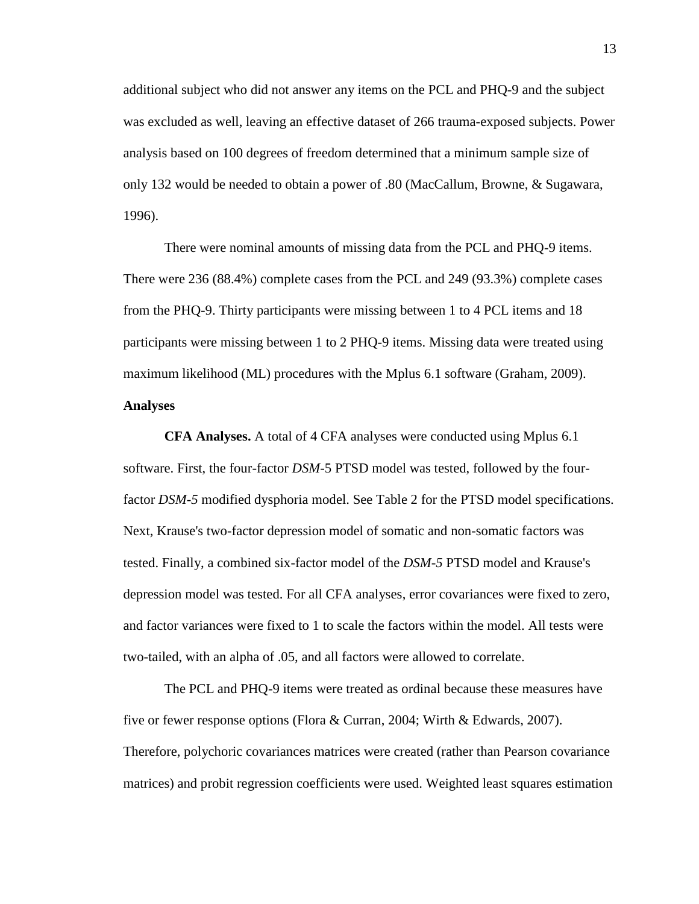additional subject who did not answer any items on the PCL and PHQ-9 and the subject was excluded as well, leaving an effective dataset of 266 trauma-exposed subjects. Power analysis based on 100 degrees of freedom determined that a minimum sample size of only 132 would be needed to obtain a power of .80 (MacCallum, Browne, & Sugawara, 1996).

There were nominal amounts of missing data from the PCL and PHQ-9 items. There were 236 (88.4%) complete cases from the PCL and 249 (93.3%) complete cases from the PHQ-9. Thirty participants were missing between 1 to 4 PCL items and 18 participants were missing between 1 to 2 PHQ-9 items. Missing data were treated using maximum likelihood (ML) procedures with the Mplus 6.1 software (Graham, 2009).

## Analyses

**CFA Analyses.** A total of 4 CFA analyses were conducted using Mplus 6.1 software. First, the four-factor *DSM*-5 PTSD model was tested, followed by the four-factor *DSM-5* modified dysphoria model. See Table 2 for the PTSD model specifications. Next, Krause's two-factor depression model of somatic and non-somatic factors was tested. Finally, a combined six-factor model of the *DSM-5* PTSD model and Krause's depression model was tested. For all CFA analyses, error covariances were fixed to zero, and factor variances were fixed to 1 to scale the factors within the model. All tests were two-tailed, with an alpha of .05, and all factors were allowed to correlate.

The PCL and PHQ-9 items were treated as ordinal because these measures have five or fewer response options (Flora & Curran, 2004; Wirth & Edwards, 2007). Therefore, polychoric covariances matrices were created (rather than Pearson covariance matrices) and probit regression coefficients were used. Weighted least squares estimation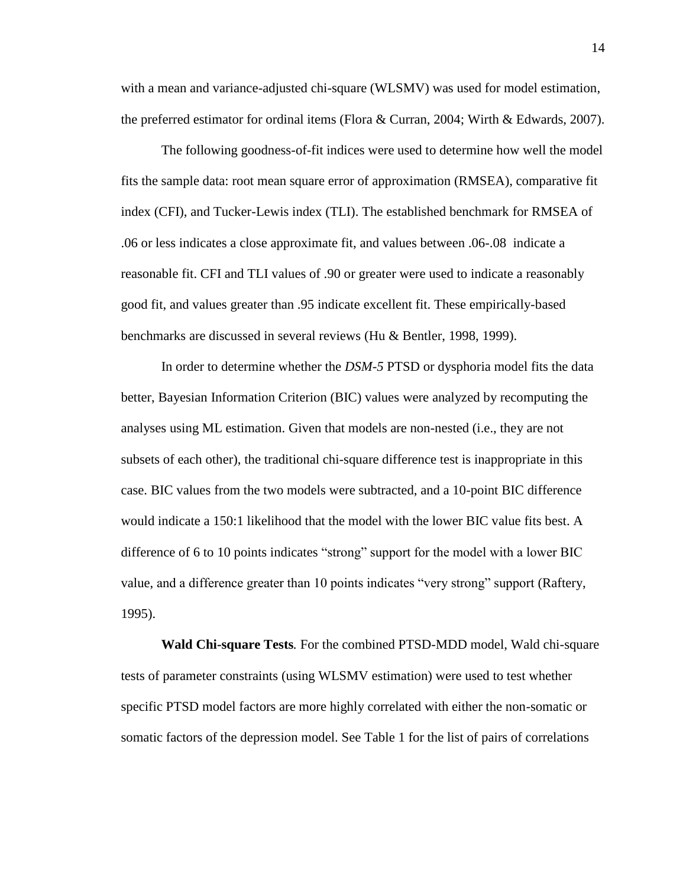with a mean and variance-adjusted chi-square (WLSMV) was used for model estimation, the preferred estimator for ordinal items (Flora & Curran, 2004; Wirth & Edwards, 2007).

The following goodness-of-fit indices were used to determine how well the model fits the sample data: root mean square error of approximation (RMSEA), comparative fit index (CFI), and Tucker-Lewis index (TLI). The established benchmark for RMSEA of .06 or less indicates a close approximate fit, and values between .06-.08 indicate a reasonable fit. CFI and TLI values of .90 or greater were used to indicate a reasonably good fit, and values greater than .95 indicate excellent fit. These empirically-based benchmarks are discussed in several reviews (Hu & Bentler, 1998, 1999).

In order to determine whether the *DSM-5* PTSD or dysphoria model fits the data better, Bayesian Information Criterion (BIC) values were analyzed by recomputing the analyses using ML estimation. Given that models are non-nested (i.e., they are not subsets of each other), the traditional chi-square difference test is inappropriate in this case. BIC values from the two models were subtracted, and a 10-point BIC difference would indicate a 150:1 likelihood that the model with the lower BIC value fits best. A difference of 6 to 10 points indicates "strong" support for the model with a lower BIC value, and a difference greater than 10 points indicates "very strong" support (Raftery, 1995).

**Wald Chi-square Tests***.* For the combined PTSD-MDD model, Wald chi-square tests of parameter constraints (using WLSMV estimation) were used to test whether specific PTSD model factors are more highly correlated with either the non-somatic or somatic factors of the depression model. See Table 1 for the list of pairs of correlations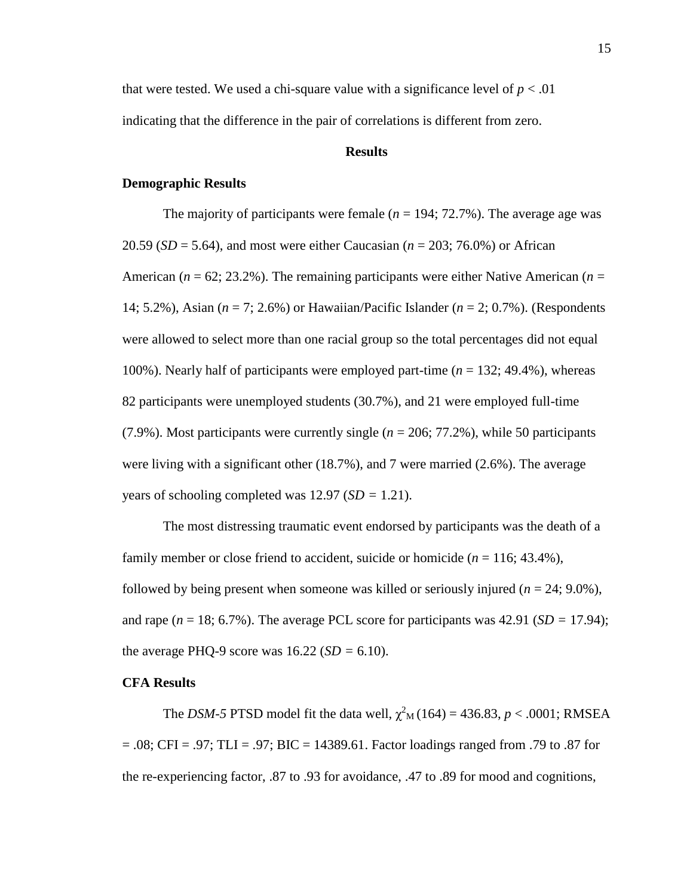that were tested. We used a chi-square value with a significance level of $p < .01$ indicating that the difference in the pair of correlations is different from zero.

## Results

### Demographic Results

The majority of participants were female ($n$ = 194; 72.7%). The average age was 20.59 ($SD$ = 5.64), and most were either Caucasian ($n$ = 203; 76.0%) or African American ($n$ = 62; 23.2%). The remaining participants were either Native American ($n$ = 14; 5.2%), Asian ($n$ = 7; 2.6%) or Hawaiian/Pacific Islander ($n$ = 2; 0.7%). (Respondents were allowed to select more than one racial group so the total percentages did not equal 100%). Nearly half of participants were employed part-time ($n$ = 132; 49.4%), whereas 82 participants were unemployed students (30.7%), and 21 were employed full-time (7.9%). Most participants were currently single ($n$ = 206; 77.2%), while 50 participants were living with a significant other (18.7%), and 7 were married (2.6%). The average years of schooling completed was 12.97 ($SD$ = 1.21).

The most distressing traumatic event endorsed by participants was the death of a family member or close friend to accident, suicide or homicide ($n$ = 116; 43.4%), followed by being present when someone was killed or seriously injured ($n$ = 24; 9.0%), and rape ($n$ = 18; 6.7%). The average PCL score for participants was 42.91 ($SD$ = 17.94); the average PHQ-9 score was 16.22 ($SD$ = 6.10).

### CFA Results

The *DSM-5* PTSD model fit the data well, $\chi^2_M(164) = 436.83$, $p < .0001$; RMSEA = .08; CFI = .97; TLI = .97; BIC = 14389.61. Factor loadings ranged from .79 to .87 for the re-experiencing factor, .87 to .93 for avoidance, .47 to .89 for mood and cognitions,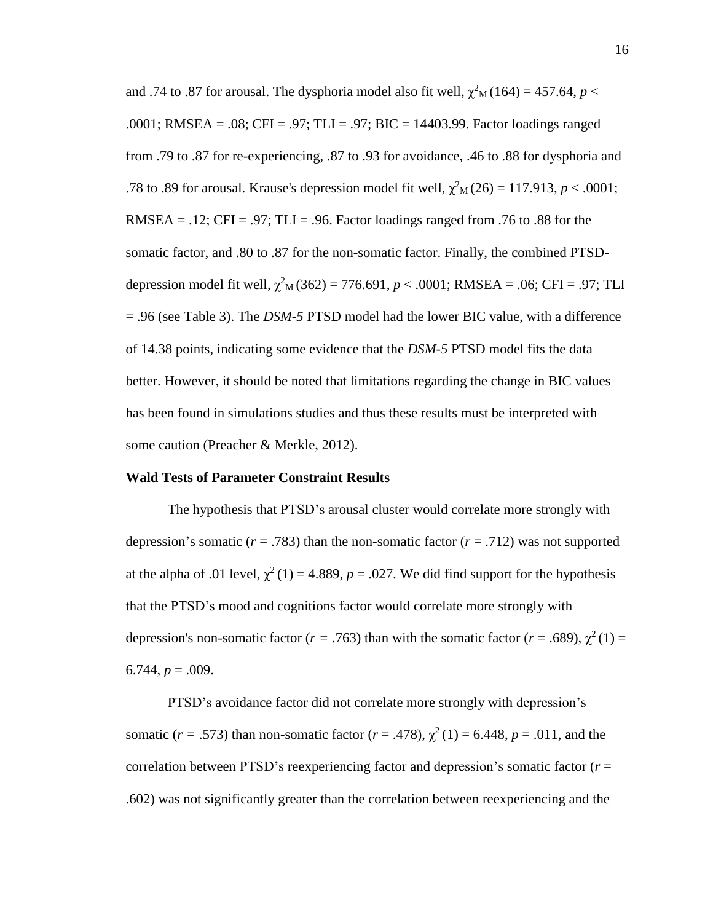and .74 to .87 for arousal. The dysphoria model also fit well, $\chi^2_M\,(164) = 457.64$, $p < .0001$; RMSEA = .08; CFI = .97; TLI = .97; BIC = 14403.99. Factor loadings ranged from .79 to .87 for re-experiencing, .87 to .93 for avoidance, .46 to .88 for dysphoria and .78 to .89 for arousal. Krause's depression model fit well, $\chi^2_M\,(26) = 117.913$, $p < .0001$; RMSEA = .12; CFI = .97; TLI = .96. Factor loadings ranged from .76 to .88 for the somatic factor, and .80 to .87 for the non-somatic factor. Finally, the combined PTSD-depression model fit well, $\chi^2_M\,(362) = 776.691$, $p < .0001$; RMSEA = .06; CFI = .97; TLI = .96 (see Table 3). The *DSM-5* PTSD model had the lower BIC value, with a difference of 14.38 points, indicating some evidence that the *DSM-5* PTSD model fits the data better. However, it should be noted that limitations regarding the change in BIC values has been found in simulations studies and thus these results must be interpreted with some caution (Preacher & Merkle, 2012).

### Wald Tests of Parameter Constraint Results

The hypothesis that PTSD's arousal cluster would correlate more strongly with depression's somatic ($r = .783$) than the non-somatic factor ($r = .712$) was not supported at the alpha of .01 level, $\chi^2\,(1) = 4.889$, $p = .027$. We did find support for the hypothesis that the PTSD's mood and cognitions factor would correlate more strongly with depression's non-somatic factor ($r = .763$) than with the somatic factor ($r = .689$), $\chi^2\,(1) = 6.744$, $p = .009$.

PTSD's avoidance factor did not correlate more strongly with depression's somatic ($r = .573$) than non-somatic factor ($r = .478$), $\chi^2\,(1) = 6.448$, $p = .011$, and the correlation between PTSD's reexperiencing factor and depression's somatic factor ($r = .602$) was not significantly greater than the correlation between reexperiencing and the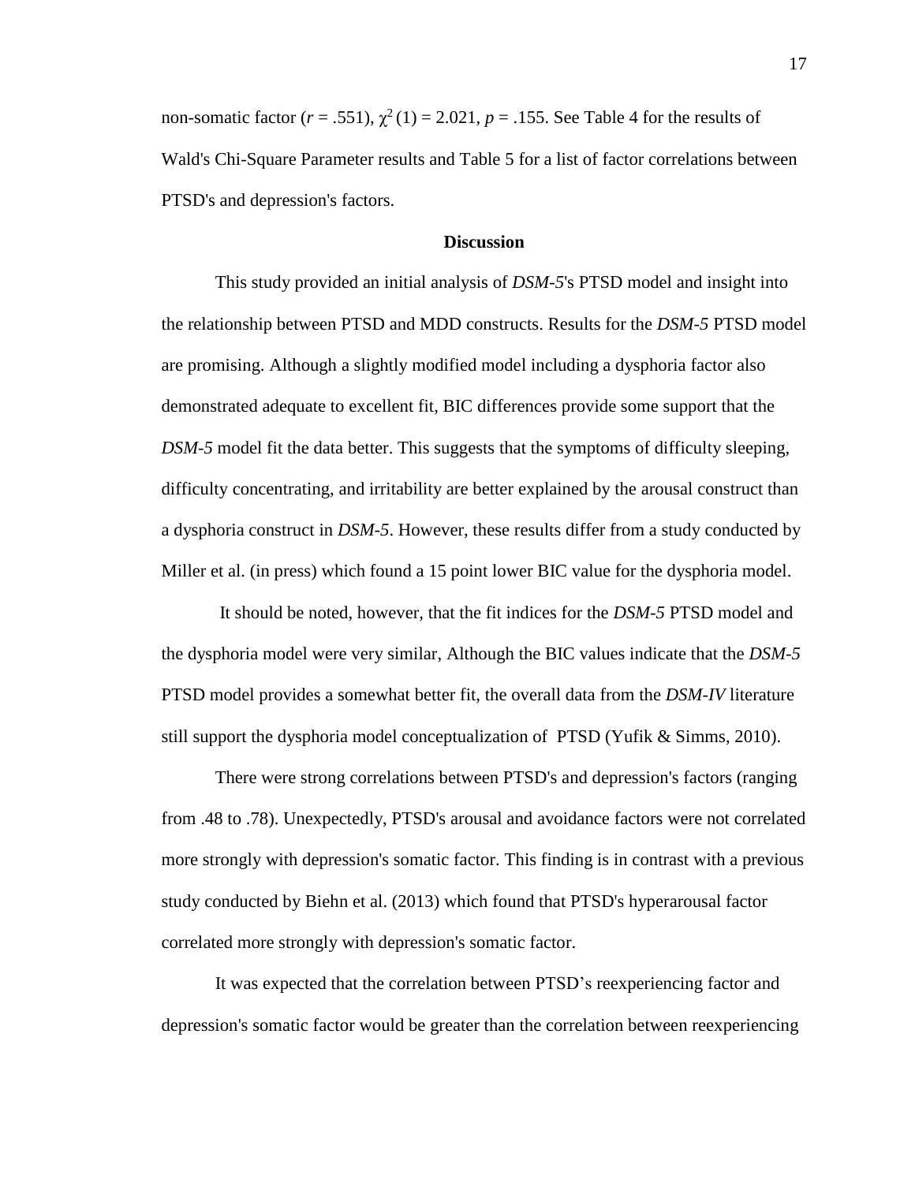non-somatic factor ($r$ = .551), $\chi^2(1) = 2.021$, $p$ = .155. See Table 4 for the results of Wald's Chi-Square Parameter results and Table 5 for a list of factor correlations between PTSD's and depression's factors.

## Discussion

This study provided an initial analysis of *DSM-5*'s PTSD model and insight into the relationship between PTSD and MDD constructs. Results for the *DSM-5* PTSD model are promising. Although a slightly modified model including a dysphoria factor also demonstrated adequate to excellent fit, BIC differences provide some support that the *DSM-5* model fit the data better. This suggests that the symptoms of difficulty sleeping, difficulty concentrating, and irritability are better explained by the arousal construct than a dysphoria construct in *DSM-5*. However, these results differ from a study conducted by Miller et al. (in press) which found a 15 point lower BIC value for the dysphoria model.

It should be noted, however, that the fit indices for the *DSM-5* PTSD model and the dysphoria model were very similar, Although the BIC values indicate that the *DSM-5* PTSD model provides a somewhat better fit, the overall data from the *DSM-IV* literature still support the dysphoria model conceptualization of PTSD (Yufik & Simms, 2010).

There were strong correlations between PTSD's and depression's factors (ranging from .48 to .78). Unexpectedly, PTSD's arousal and avoidance factors were not correlated more strongly with depression's somatic factor. This finding is in contrast with a previous study conducted by Biehn et al. (2013) which found that PTSD's hyperarousal factor correlated more strongly with depression's somatic factor.

It was expected that the correlation between PTSD’s reexperiencing factor and depression's somatic factor would be greater than the correlation between reexperiencing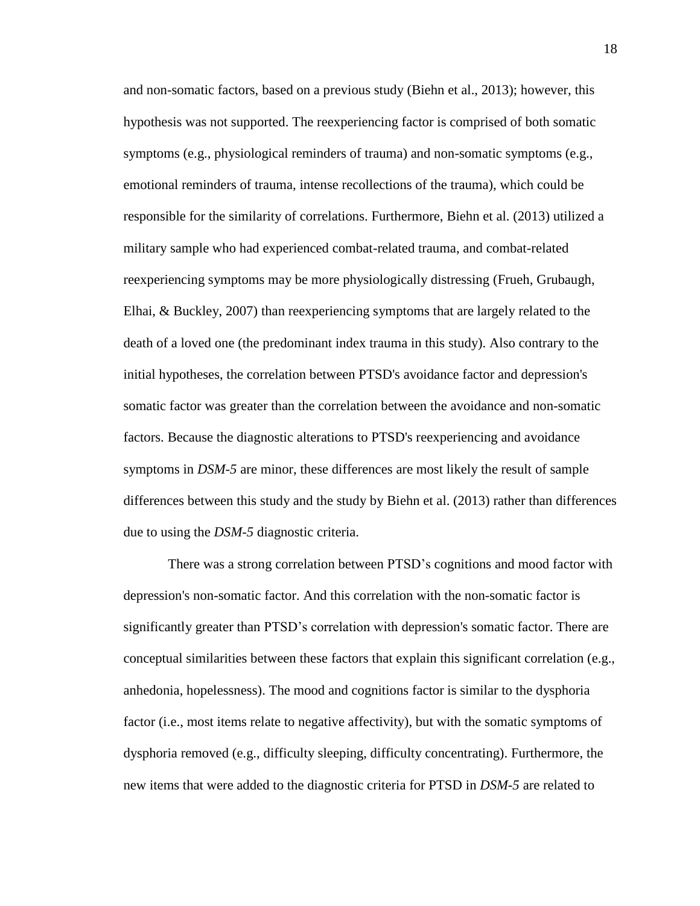and non-somatic factors, based on a previous study (Biehn et al., 2013); however, this hypothesis was not supported. The reexperiencing factor is comprised of both somatic symptoms (e.g., physiological reminders of trauma) and non-somatic symptoms (e.g., emotional reminders of trauma, intense recollections of the trauma), which could be responsible for the similarity of correlations. Furthermore, Biehn et al. (2013) utilized a military sample who had experienced combat-related trauma, and combat-related reexperiencing symptoms may be more physiologically distressing (Frueh, Grubaugh, Elhai, & Buckley, 2007) than reexperiencing symptoms that are largely related to the death of a loved one (the predominant index trauma in this study). Also contrary to the initial hypotheses, the correlation between PTSD's avoidance factor and depression's somatic factor was greater than the correlation between the avoidance and non-somatic factors. Because the diagnostic alterations to PTSD's reexperiencing and avoidance symptoms in *DSM-5* are minor, these differences are most likely the result of sample differences between this study and the study by Biehn et al. (2013) rather than differences due to using the *DSM-5* diagnostic criteria.

There was a strong correlation between PTSD's cognitions and mood factor with depression's non-somatic factor. And this correlation with the non-somatic factor is significantly greater than PTSD's correlation with depression's somatic factor. There are conceptual similarities between these factors that explain this significant correlation (e.g., anhedonia, hopelessness). The mood and cognitions factor is similar to the dysphoria factor (i.e., most items relate to negative affectivity), but with the somatic symptoms of dysphoria removed (e.g., difficulty sleeping, difficulty concentrating). Furthermore, the new items that were added to the diagnostic criteria for PTSD in *DSM-5* are related to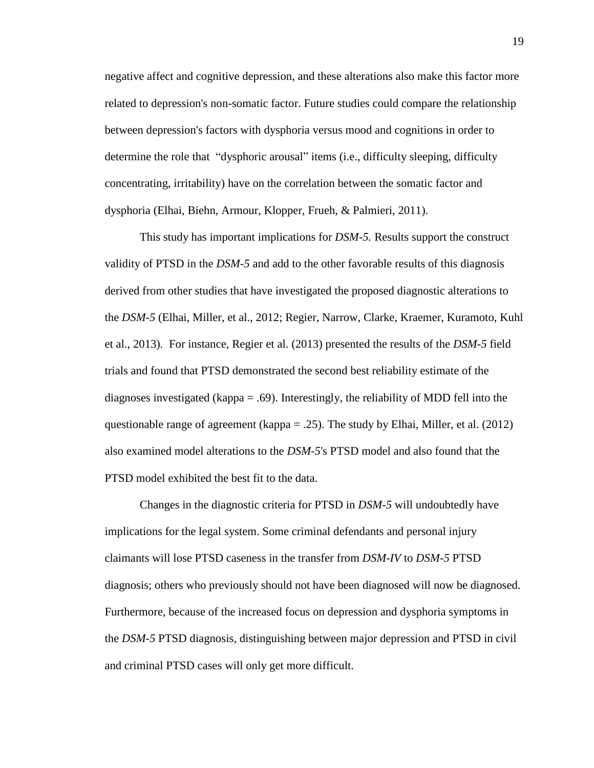negative affect and cognitive depression, and these alterations also make this factor more related to depression's non-somatic factor. Future studies could compare the relationship between depression's factors with dysphoria versus mood and cognitions in order to determine the role that "dysphoric arousal" items (i.e., difficulty sleeping, difficulty concentrating, irritability) have on the correlation between the somatic factor and dysphoria (Elhai, Biehn, Armour, Klopper, Frueh, & Palmieri, 2011).

This study has important implications for *DSM-5.* Results support the construct validity of PTSD in the *DSM-5* and add to the other favorable results of this diagnosis derived from other studies that have investigated the proposed diagnostic alterations to the *DSM-5* (Elhai, Miller, et al., 2012; Regier, Narrow, Clarke, Kraemer, Kuramoto, Kuhl et al., 2013). For instance, Regier et al. (2013) presented the results of the *DSM-5* field trials and found that PTSD demonstrated the second best reliability estimate of the diagnoses investigated (kappa = .69). Interestingly, the reliability of MDD fell into the questionable range of agreement (kappa = .25). The study by Elhai, Miller, et al. (2012) also examined model alterations to the *DSM-5*'s PTSD model and also found that the PTSD model exhibited the best fit to the data.

Changes in the diagnostic criteria for PTSD in *DSM-5* will undoubtedly have implications for the legal system. Some criminal defendants and personal injury claimants will lose PTSD caseness in the transfer from *DSM-IV* to *DSM-5* PTSD diagnosis; others who previously should not have been diagnosed will now be diagnosed. Furthermore, because of the increased focus on depression and dysphoria symptoms in the *DSM-5* PTSD diagnosis, distinguishing between major depression and PTSD in civil and criminal PTSD cases will only get more difficult.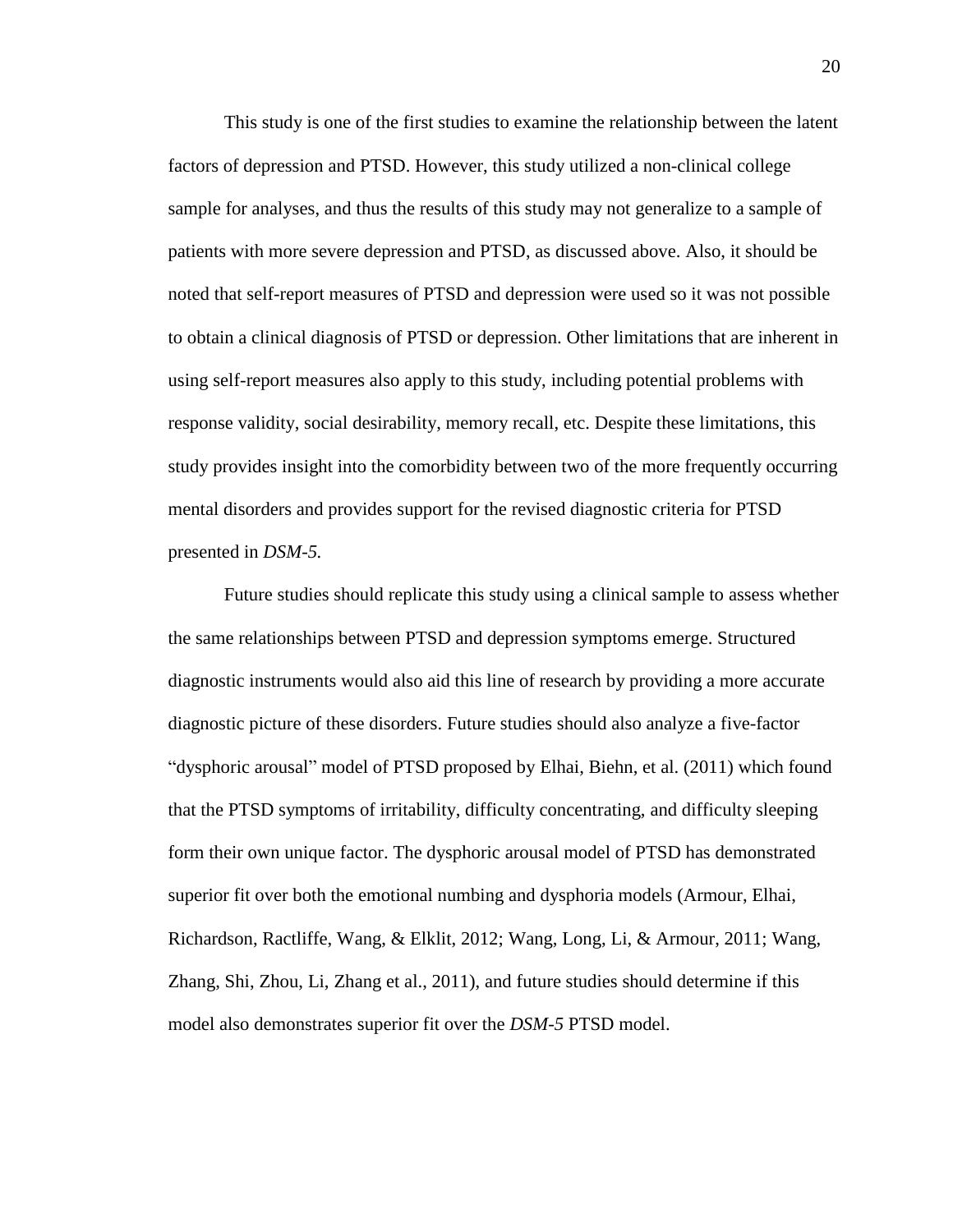This study is one of the first studies to examine the relationship between the latent factors of depression and PTSD. However, this study utilized a non-clinical college sample for analyses, and thus the results of this study may not generalize to a sample of patients with more severe depression and PTSD, as discussed above. Also, it should be noted that self-report measures of PTSD and depression were used so it was not possible to obtain a clinical diagnosis of PTSD or depression. Other limitations that are inherent in using self-report measures also apply to this study, including potential problems with response validity, social desirability, memory recall, etc. Despite these limitations, this study provides insight into the comorbidity between two of the more frequently occurring mental disorders and provides support for the revised diagnostic criteria for PTSD presented in *DSM-5.*

Future studies should replicate this study using a clinical sample to assess whether the same relationships between PTSD and depression symptoms emerge. Structured diagnostic instruments would also aid this line of research by providing a more accurate diagnostic picture of these disorders. Future studies should also analyze a five-factor "dysphoric arousal" model of PTSD proposed by Elhai, Biehn, et al. (2011) which found that the PTSD symptoms of irritability, difficulty concentrating, and difficulty sleeping form their own unique factor. The dysphoric arousal model of PTSD has demonstrated superior fit over both the emotional numbing and dysphoria models (Armour, Elhai, Richardson, Ractliffe, Wang, & Elklit, 2012; Wang, Long, Li, & Armour, 2011; Wang, Zhang, Shi, Zhou, Li, Zhang et al., 2011), and future studies should determine if this model also demonstrates superior fit over the *DSM-5* PTSD model.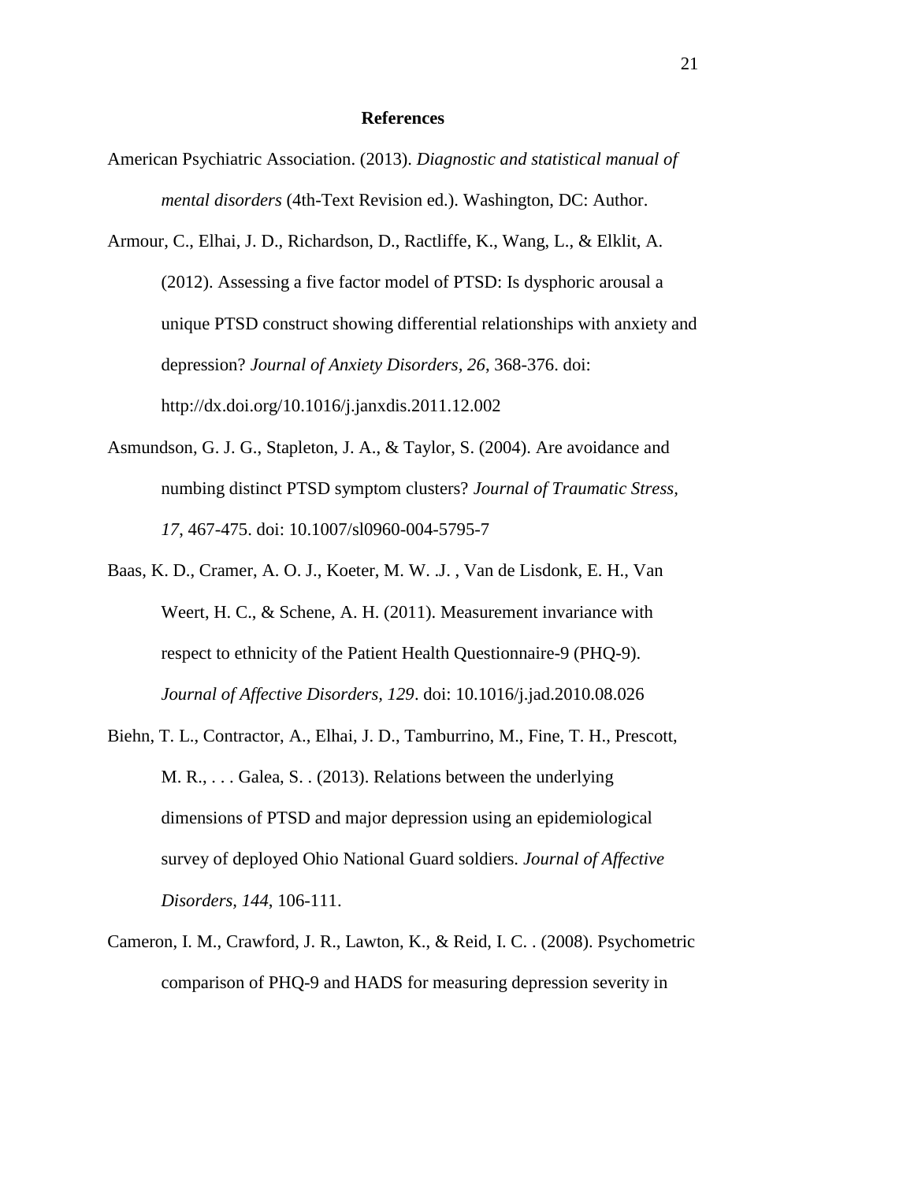# References

American Psychiatric Association. (2013). *Diagnostic and statistical manual of mental disorders* (4th-Text Revision ed.). Washington, DC: Author.

Armour, C., Elhai, J. D., Richardson, D., Ractliffe, K., Wang, L., & Elklit, A. (2012). Assessing a five factor model of PTSD: Is dysphoric arousal a unique PTSD construct showing differential relationships with anxiety and depression? *Journal of Anxiety Disorders, 26*, 368-376. doi: http://dx.doi.org/10.1016/j.janxdis.2011.12.002

Asmundson, G. J. G., Stapleton, J. A., & Taylor, S. (2004). Are avoidance and numbing distinct PTSD symptom clusters? *Journal of Traumatic Stress, 17*, 467-475. doi: 10.1007/sl0960-004-5795-7

Baas, K. D., Cramer, A. O. J., Koeter, M. W. .J. , Van de Lisdonk, E. H., Van Weert, H. C., & Schene, A. H. (2011). Measurement invariance with respect to ethnicity of the Patient Health Questionnaire-9 (PHQ-9). *Journal of Affective Disorders, 129*. doi: 10.1016/j.jad.2010.08.026

Biehn, T. L., Contractor, A., Elhai, J. D., Tamburrino, M., Fine, T. H., Prescott, M. R., . . . Galea, S. . (2013). Relations between the underlying dimensions of PTSD and major depression using an epidemiological survey of deployed Ohio National Guard soldiers. *Journal of Affective Disorders, 144*, 106-111.

Cameron, I. M., Crawford, J. R., Lawton, K., & Reid, I. C. . (2008). Psychometric comparison of PHQ-9 and HADS for measuring depression severity in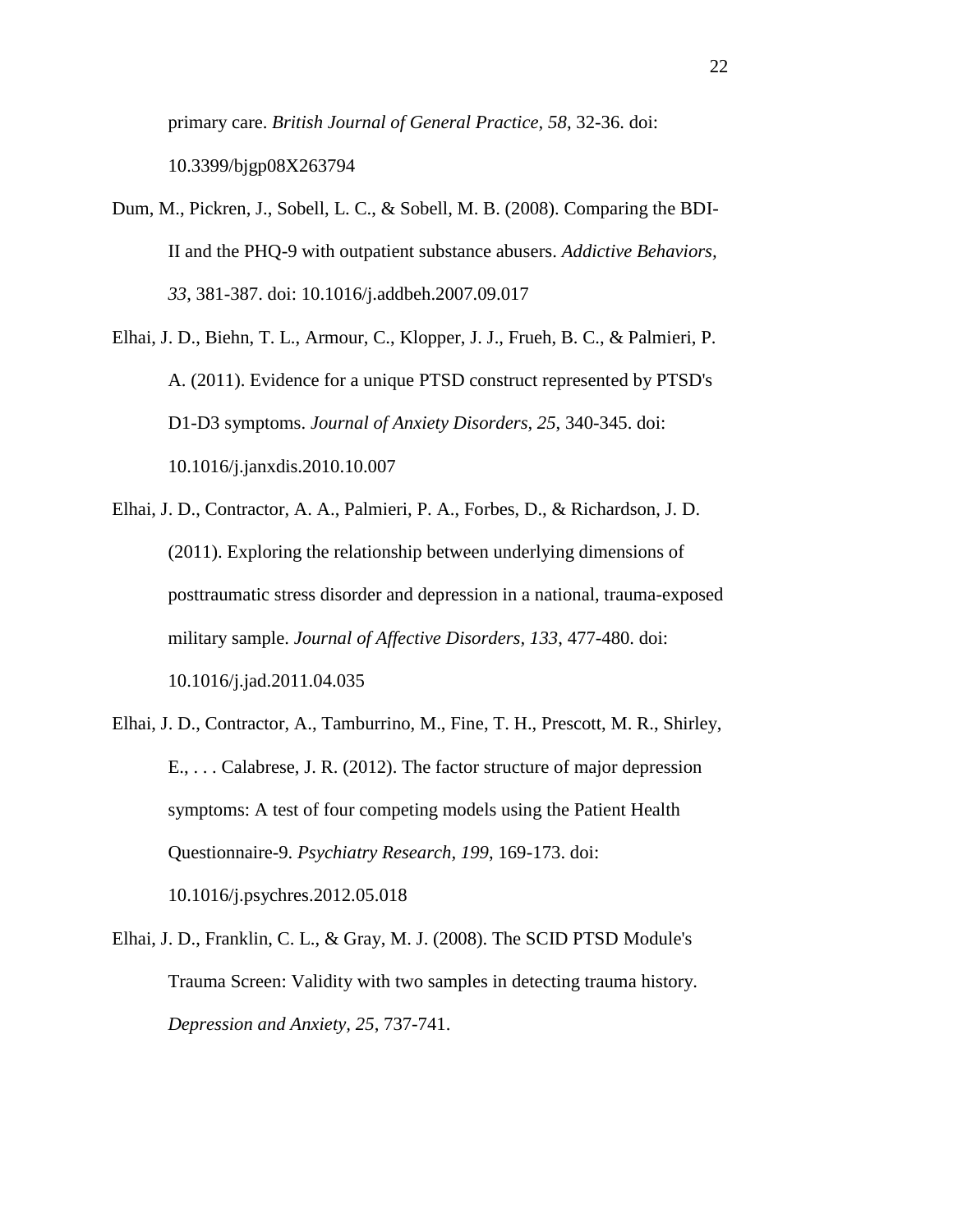primary care. *British Journal of General Practice, 58*, 32-36. doi: 10.3399/bjgp08X263794

Dum, M., Pickren, J., Sobell, L. C., & Sobell, M. B. (2008). Comparing the BDI-II and the PHQ-9 with outpatient substance abusers. *Addictive Behaviors, 33*, 381-387. doi: 10.1016/j.addbeh.2007.09.017

Elhai, J. D., Biehn, T. L., Armour, C., Klopper, J. J., Frueh, B. C., & Palmieri, P. A. (2011). Evidence for a unique PTSD construct represented by PTSD's D1-D3 symptoms. *Journal of Anxiety Disorders, 25*, 340-345. doi: 10.1016/j.janxdis.2010.10.007

Elhai, J. D., Contractor, A. A., Palmieri, P. A., Forbes, D., & Richardson, J. D. (2011). Exploring the relationship between underlying dimensions of posttraumatic stress disorder and depression in a national, trauma-exposed military sample. *Journal of Affective Disorders, 133*, 477-480. doi: 10.1016/j.jad.2011.04.035

Elhai, J. D., Contractor, A., Tamburrino, M., Fine, T. H., Prescott, M. R., Shirley, E., . . . Calabrese, J. R. (2012). The factor structure of major depression symptoms: A test of four competing models using the Patient Health Questionnaire-9. *Psychiatry Research, 199*, 169-173. doi: 10.1016/j.psychres.2012.05.018

Elhai, J. D., Franklin, C. L., & Gray, M. J. (2008). The SCID PTSD Module's Trauma Screen: Validity with two samples in detecting trauma history. *Depression and Anxiety, 25*, 737-741.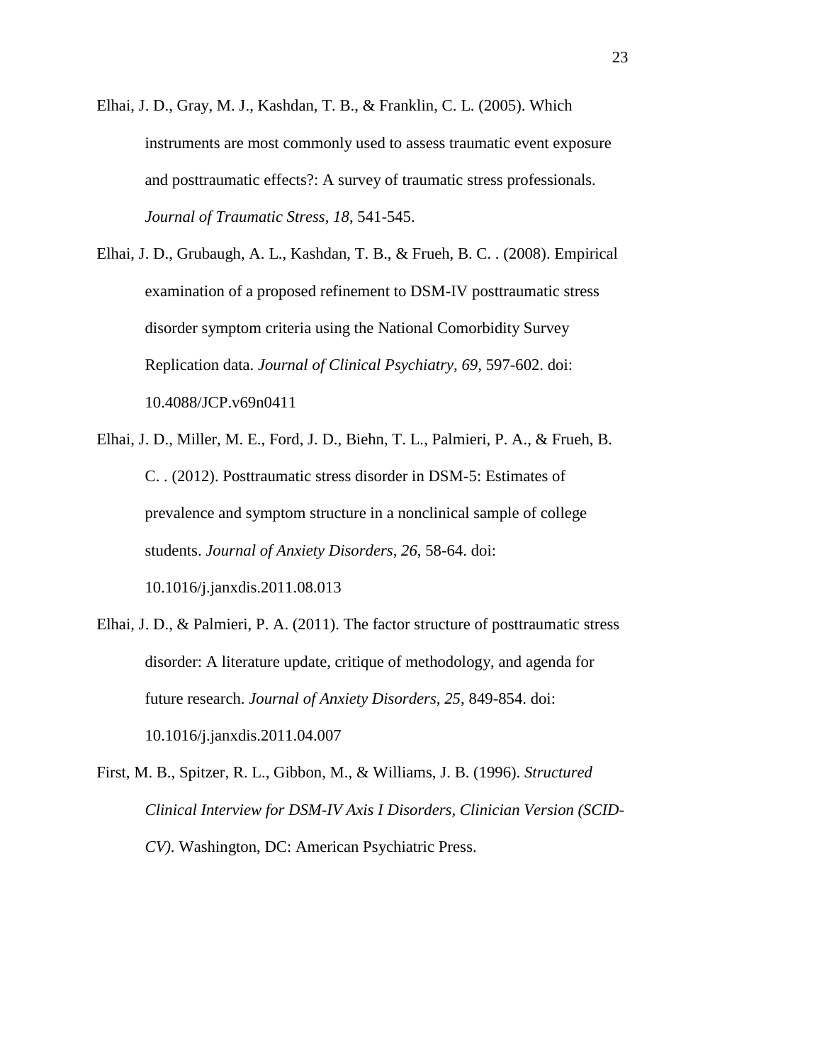Elhai, J. D., Gray, M. J., Kashdan, T. B., & Franklin, C. L. (2005). Which instruments are most commonly used to assess traumatic event exposure and posttraumatic effects?: A survey of traumatic stress professionals. *Journal of Traumatic Stress, 18*, 541-545.

Elhai, J. D., Grubaugh, A. L., Kashdan, T. B., & Frueh, B. C. . (2008). Empirical examination of a proposed refinement to DSM-IV posttraumatic stress disorder symptom criteria using the National Comorbidity Survey Replication data. *Journal of Clinical Psychiatry, 69*, 597-602. doi: 10.4088/JCP.v69n0411

Elhai, J. D., Miller, M. E., Ford, J. D., Biehn, T. L., Palmieri, P. A., & Frueh, B. C. . (2012). Posttraumatic stress disorder in DSM-5: Estimates of prevalence and symptom structure in a nonclinical sample of college students. *Journal of Anxiety Disorders, 26*, 58-64. doi: 10.1016/j.janxdis.2011.08.013

Elhai, J. D., & Palmieri, P. A. (2011). The factor structure of posttraumatic stress disorder: A literature update, critique of methodology, and agenda for future research. *Journal of Anxiety Disorders, 25*, 849-854. doi: 10.1016/j.janxdis.2011.04.007

First, M. B., Spitzer, R. L., Gibbon, M., & Williams, J. B. (1996). *Structured Clinical Interview for DSM-IV Axis I Disorders, Clinician Version (SCID-CV)*. Washington, DC: American Psychiatric Press.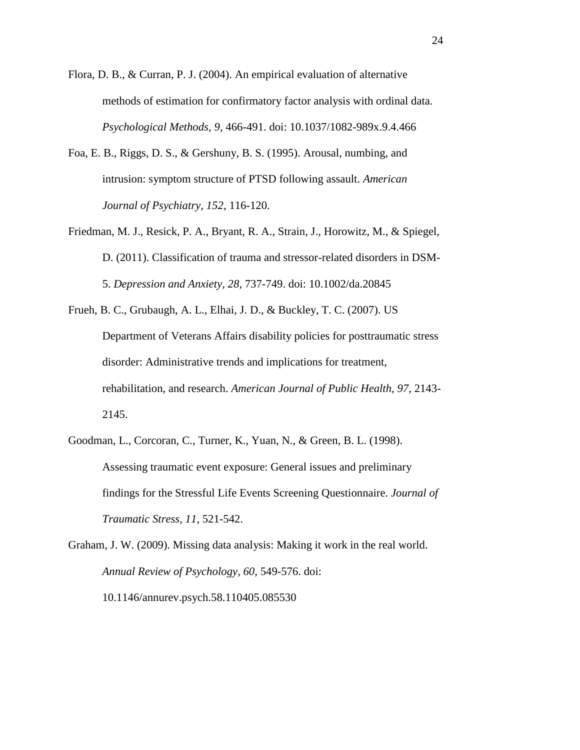Flora, D. B., & Curran, P. J. (2004). An empirical evaluation of alternative methods of estimation for confirmatory factor analysis with ordinal data. *Psychological Methods, 9*, 466-491. doi: 10.1037/1082-989x.9.4.466

Foa, E. B., Riggs, D. S., & Gershuny, B. S. (1995). Arousal, numbing, and intrusion: symptom structure of PTSD following assault. *American Journal of Psychiatry, 152*, 116-120.

Friedman, M. J., Resick, P. A., Bryant, R. A., Strain, J., Horowitz, M., & Spiegel, D. (2011). Classification of trauma and stressor-related disorders in DSM-5. *Depression and Anxiety, 28*, 737-749. doi: 10.1002/da.20845

Frueh, B. C., Grubaugh, A. L., Elhai, J. D., & Buckley, T. C. (2007). US Department of Veterans Affairs disability policies for posttraumatic stress disorder: Administrative trends and implications for treatment, rehabilitation, and research. *American Journal of Public Health, 97*, 2143-2145.

Goodman, L., Corcoran, C., Turner, K., Yuan, N., & Green, B. L. (1998). Assessing traumatic event exposure: General issues and preliminary findings for the Stressful Life Events Screening Questionnaire. *Journal of Traumatic Stress, 11*, 521-542.

Graham, J. W. (2009). Missing data analysis: Making it work in the real world. *Annual Review of Psychology, 60*, 549-576. doi: 10.1146/annurev.psych.58.110405.085530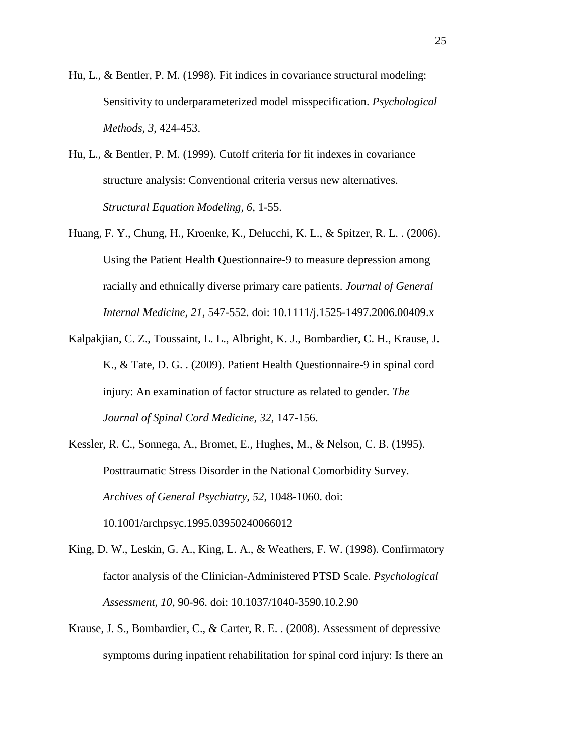Hu, L., & Bentler, P. M. (1998). Fit indices in covariance structural modeling: Sensitivity to underparameterized model misspecification. *Psychological Methods, 3*, 424-453.

Hu, L., & Bentler, P. M. (1999). Cutoff criteria for fit indexes in covariance structure analysis: Conventional criteria versus new alternatives. *Structural Equation Modeling, 6*, 1-55.

Huang, F. Y., Chung, H., Kroenke, K., Delucchi, K. L., & Spitzer, R. L. . (2006). Using the Patient Health Questionnaire-9 to measure depression among racially and ethnically diverse primary care patients. *Journal of General Internal Medicine, 21*, 547-552. doi: 10.1111/j.1525-1497.2006.00409.x

Kalpakjian, C. Z., Toussaint, L. L., Albright, K. J., Bombardier, C. H., Krause, J. K., & Tate, D. G. . (2009). Patient Health Questionnaire-9 in spinal cord injury: An examination of factor structure as related to gender. *The Journal of Spinal Cord Medicine, 32*, 147-156.

Kessler, R. C., Sonnega, A., Bromet, E., Hughes, M., & Nelson, C. B. (1995). Posttraumatic Stress Disorder in the National Comorbidity Survey. *Archives of General Psychiatry, 52*, 1048-1060. doi: 10.1001/archpsyc.1995.03950240066012

King, D. W., Leskin, G. A., King, L. A., & Weathers, F. W. (1998). Confirmatory factor analysis of the Clinician-Administered PTSD Scale. *Psychological Assessment, 10*, 90-96. doi: 10.1037/1040-3590.10.2.90

Krause, J. S., Bombardier, C., & Carter, R. E. . (2008). Assessment of depressive symptoms during inpatient rehabilitation for spinal cord injury: Is there an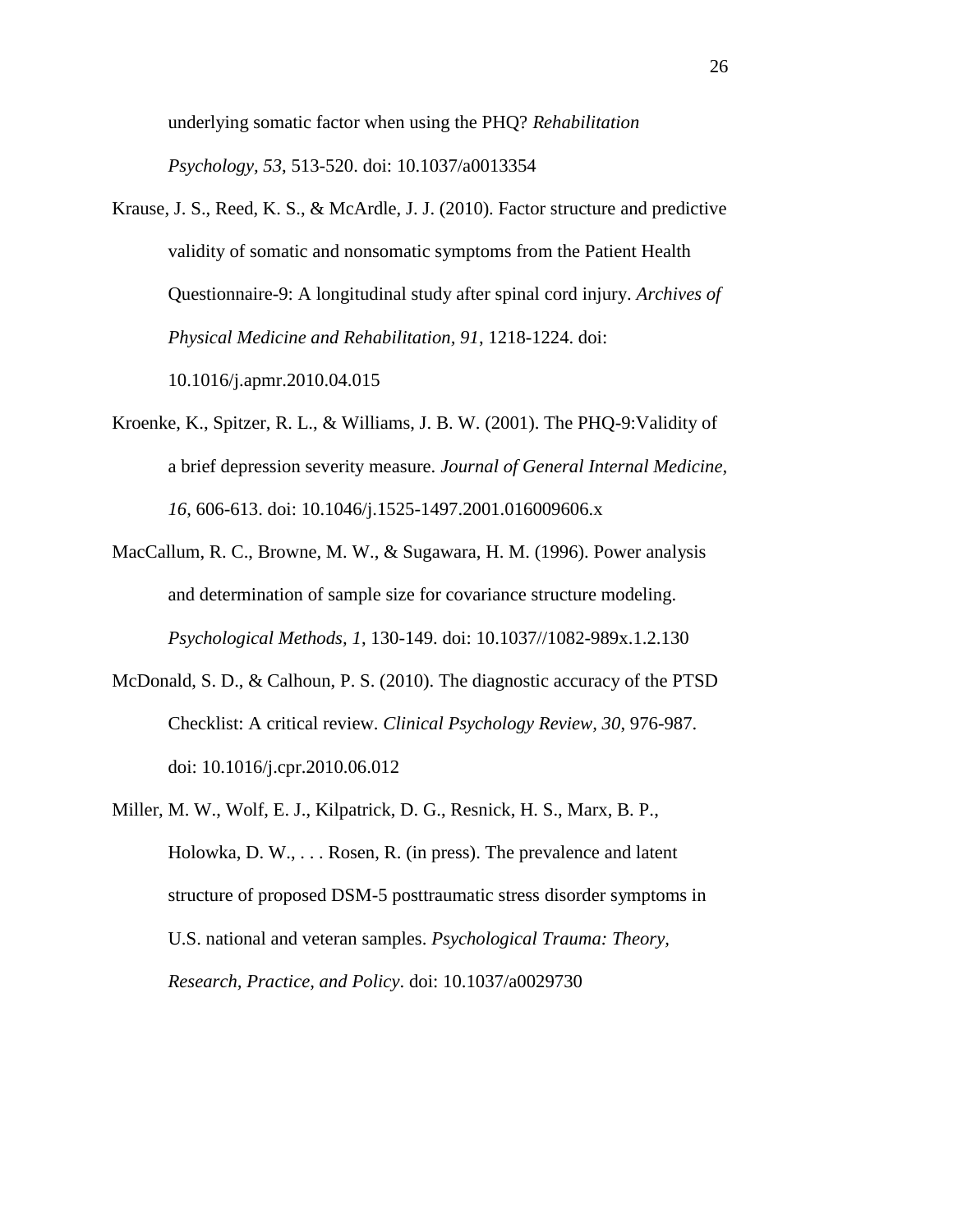underlying somatic factor when using the PHQ? *Rehabilitation Psychology, 53*, 513-520. doi: 10.1037/a0013354

Krause, J. S., Reed, K. S., & McArdle, J. J. (2010). Factor structure and predictive validity of somatic and nonsomatic symptoms from the Patient Health Questionnaire-9: A longitudinal study after spinal cord injury. *Archives of Physical Medicine and Rehabilitation, 91*, 1218-1224. doi: 10.1016/j.apmr.2010.04.015

Kroenke, K., Spitzer, R. L., & Williams, J. B. W. (2001). The PHQ-9:Validity of a brief depression severity measure. *Journal of General Internal Medicine, 16*, 606-613. doi: 10.1046/j.1525-1497.2001.016009606.x

MacCallum, R. C., Browne, M. W., & Sugawara, H. M. (1996). Power analysis and determination of sample size for covariance structure modeling. *Psychological Methods, 1*, 130-149. doi: 10.1037//1082-989x.1.2.130

McDonald, S. D., & Calhoun, P. S. (2010). The diagnostic accuracy of the PTSD Checklist: A critical review. *Clinical Psychology Review, 30*, 976-987. doi: 10.1016/j.cpr.2010.06.012

Miller, M. W., Wolf, E. J., Kilpatrick, D. G., Resnick, H. S., Marx, B. P., Holowka, D. W., . . . Rosen, R. (in press). The prevalence and latent structure of proposed DSM-5 posttraumatic stress disorder symptoms in U.S. national and veteran samples. *Psychological Trauma: Theory, Research, Practice, and Policy*. doi: 10.1037/a0029730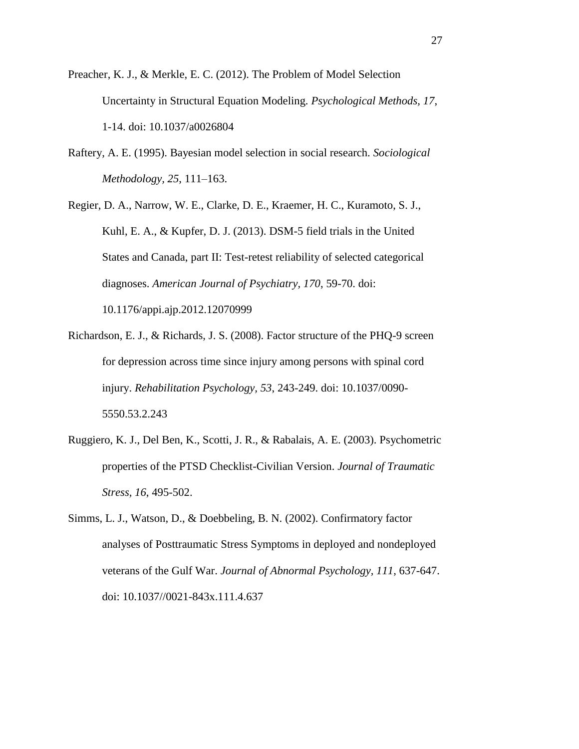Preacher, K. J., & Merkle, E. C. (2012). The Problem of Model Selection Uncertainty in Structural Equation Modeling. *Psychological Methods, 17*, 1-14. doi: 10.1037/a0026804

Raftery, A. E. (1995). Bayesian model selection in social research. *Sociological Methodology, 25*, 111–163.

Regier, D. A., Narrow, W. E., Clarke, D. E., Kraemer, H. C., Kuramoto, S. J., Kuhl, E. A., & Kupfer, D. J. (2013). DSM-5 field trials in the United States and Canada, part II: Test-retest reliability of selected categorical diagnoses. *American Journal of Psychiatry, 170*, 59-70. doi: 10.1176/appi.ajp.2012.12070999

Richardson, E. J., & Richards, J. S. (2008). Factor structure of the PHQ-9 screen for depression across time since injury among persons with spinal cord injury. *Rehabilitation Psychology, 53*, 243-249. doi: 10.1037/0090-5550.53.2.243

Ruggiero, K. J., Del Ben, K., Scotti, J. R., & Rabalais, A. E. (2003). Psychometric properties of the PTSD Checklist-Civilian Version. *Journal of Traumatic Stress, 16*, 495-502.

Simms, L. J., Watson, D., & Doebbeling, B. N. (2002). Confirmatory factor analyses of Posttraumatic Stress Symptoms in deployed and nondeployed veterans of the Gulf War. *Journal of Abnormal Psychology, 111*, 637-647. doi: 10.1037//0021-843x.111.4.637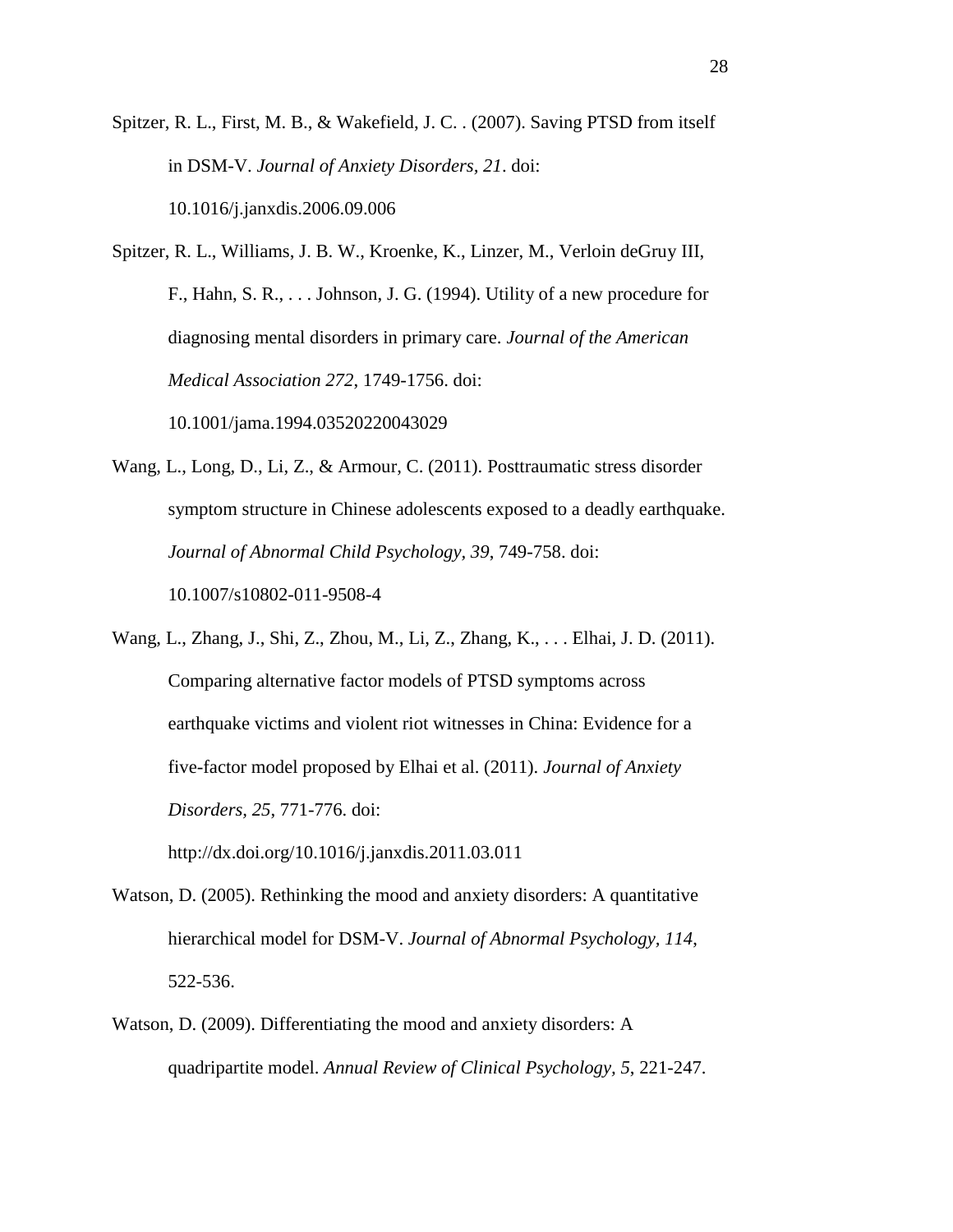Spitzer, R. L., First, M. B., & Wakefield, J. C. . (2007). Saving PTSD from itself in DSM-V. *Journal of Anxiety Disorders, 21*. doi: 10.1016/j.janxdis.2006.09.006

Spitzer, R. L., Williams, J. B. W., Kroenke, K., Linzer, M., Verloin deGruy III, F., Hahn, S. R., . . . Johnson, J. G. (1994). Utility of a new procedure for diagnosing mental disorders in primary care. *Journal of the American Medical Association 272*, 1749-1756. doi: 10.1001/jama.1994.03520220043029

Wang, L., Long, D., Li, Z., & Armour, C. (2011). Posttraumatic stress disorder symptom structure in Chinese adolescents exposed to a deadly earthquake. *Journal of Abnormal Child Psychology, 39*, 749-758. doi: 10.1007/s10802-011-9508-4

Wang, L., Zhang, J., Shi, Z., Zhou, M., Li, Z., Zhang, K., . . . Elhai, J. D. (2011). Comparing alternative factor models of PTSD symptoms across earthquake victims and violent riot witnesses in China: Evidence for a five-factor model proposed by Elhai et al. (2011). *Journal of Anxiety Disorders, 25*, 771-776. doi: http://dx.doi.org/10.1016/j.janxdis.2011.03.011

Watson, D. (2005). Rethinking the mood and anxiety disorders: A quantitative hierarchical model for DSM-V. *Journal of Abnormal Psychology, 114*, 522-536.

Watson, D. (2009). Differentiating the mood and anxiety disorders: A quadripartite model. *Annual Review of Clinical Psychology, 5*, 221-247.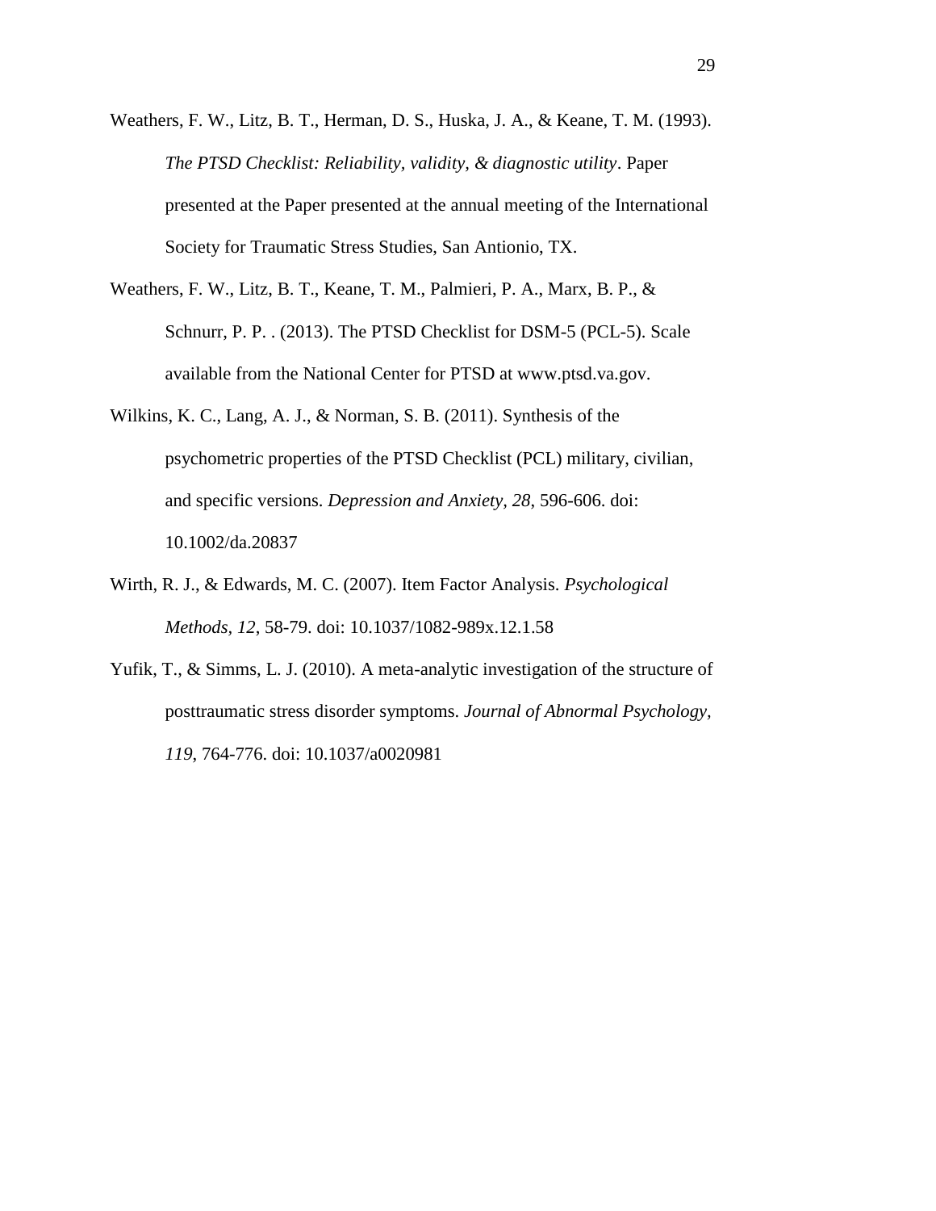Weathers, F. W., Litz, B. T., Herman, D. S., Huska, J. A., & Keane, T. M. (1993). *The PTSD Checklist: Reliability, validity, & diagnostic utility*. Paper presented at the Paper presented at the annual meeting of the International Society for Traumatic Stress Studies, San Antionio, TX.

Weathers, F. W., Litz, B. T., Keane, T. M., Palmieri, P. A., Marx, B. P., & Schnurr, P. P. . (2013). The PTSD Checklist for DSM-5 (PCL-5). Scale available from the National Center for PTSD at www.ptsd.va.gov.

Wilkins, K. C., Lang, A. J., & Norman, S. B. (2011). Synthesis of the psychometric properties of the PTSD Checklist (PCL) military, civilian, and specific versions. *Depression and Anxiety, 28*, 596-606. doi: 10.1002/da.20837

Wirth, R. J., & Edwards, M. C. (2007). Item Factor Analysis. *Psychological Methods, 12*, 58-79. doi: 10.1037/1082-989x.12.1.58

Yufik, T., & Simms, L. J. (2010). A meta-analytic investigation of the structure of posttraumatic stress disorder symptoms. *Journal of Abnormal Psychology, 119*, 764-776. doi: 10.1037/a0020981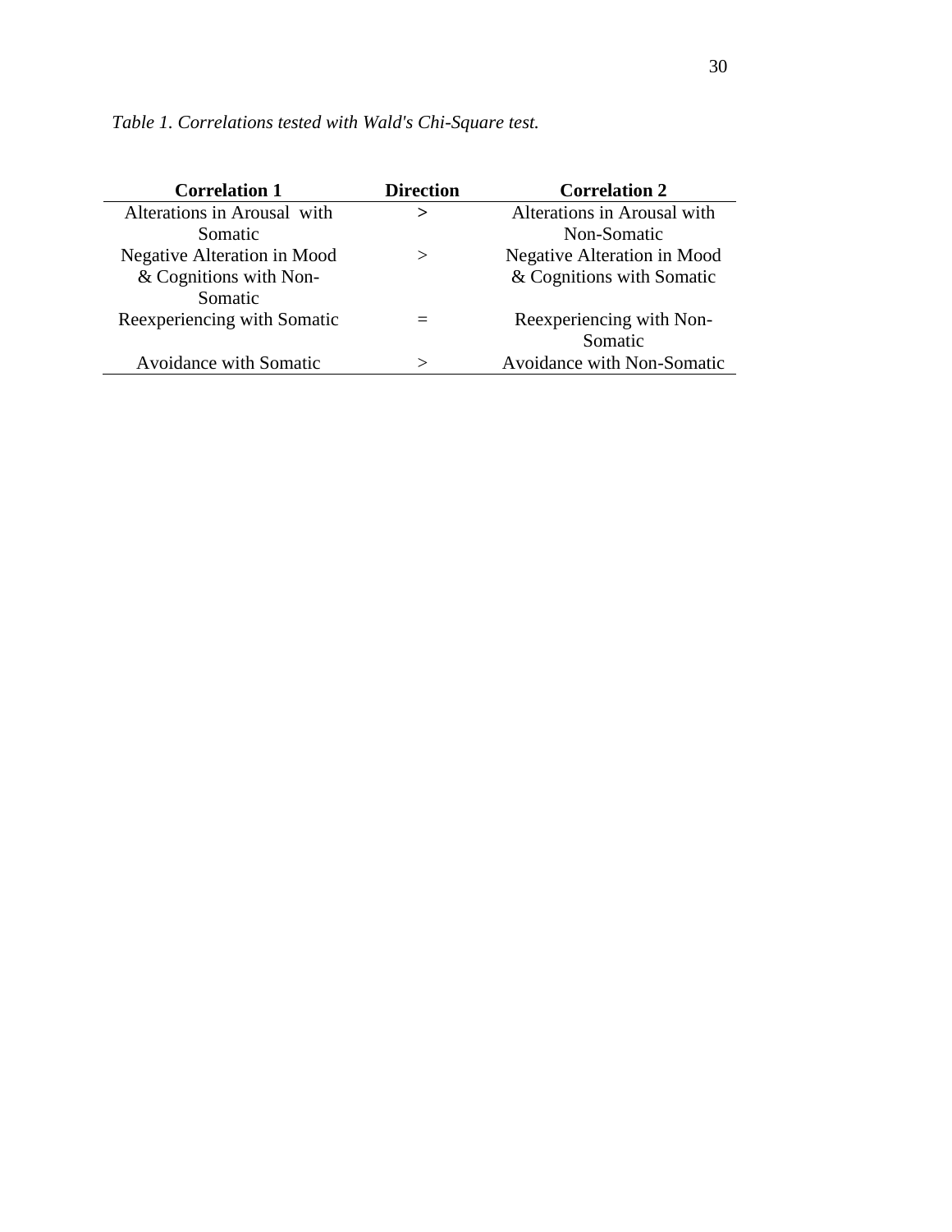*Table 1. Correlations tested with Wald's Chi-Square test.*

| Correlation 1 | Direction | Correlation 2 |
|---|---|---|
| Alterations in Arousal with Somatic | > | Alterations in Arousal with Non-Somatic |
| Negative Alteration in Mood & Cognitions with Non-Somatic | > | Negative Alteration in Mood & Cognitions with Somatic |
| Reexperiencing with Somatic | = | Reexperiencing with Non-Somatic |
| Avoidance with Somatic | > | Avoidance with Non-Somatic |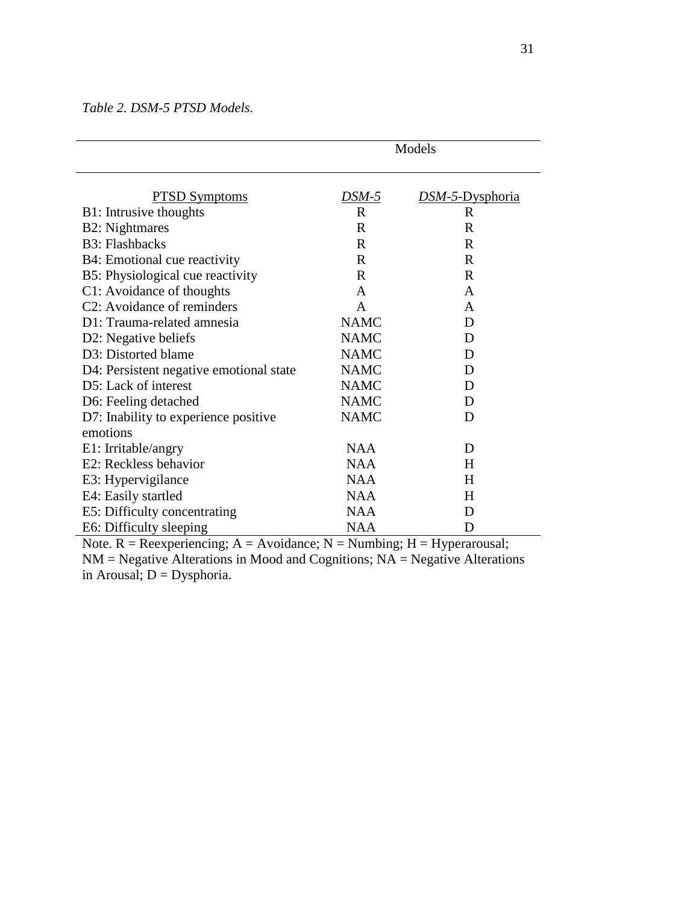*Table 2. DSM-5 PTSD Models.*

| | Models | |
|---|---|---|
| PTSD Symptoms | *DSM-5* | *DSM-5*-Dysphoria |
| B1: Intrusive thoughts | R | R |
| B2: Nightmares | R | R |
| B3: Flashbacks | R | R |
| B4: Emotional cue reactivity | R | R |
| B5: Physiological cue reactivity | R | R |
| C1: Avoidance of thoughts | A | A |
| C2: Avoidance of reminders | A | A |
| D1: Trauma-related amnesia | NAMC | D |
| D2: Negative beliefs | NAMC | D |
| D3: Distorted blame | NAMC | D |
| D4: Persistent negative emotional state | NAMC | D |
| D5: Lack of interest | NAMC | D |
| D6: Feeling detached | NAMC | D |
| D7: Inability to experience positive emotions | NAMC | D |
| E1: Irritable/angry | NAA | D |
| E2: Reckless behavior | NAA | H |
| E3: Hypervigilance | NAA | H |
| E4: Easily startled | NAA | H |
| E5: Difficulty concentrating | NAA | D |
| E6: Difficulty sleeping | NAA | D |

Note. R = Reexperiencing; A = Avoidance; N = Numbing; H = Hyperarousal; NM = Negative Alterations in Mood and Cognitions; NA = Negative Alterations in Arousal; D = Dysphoria.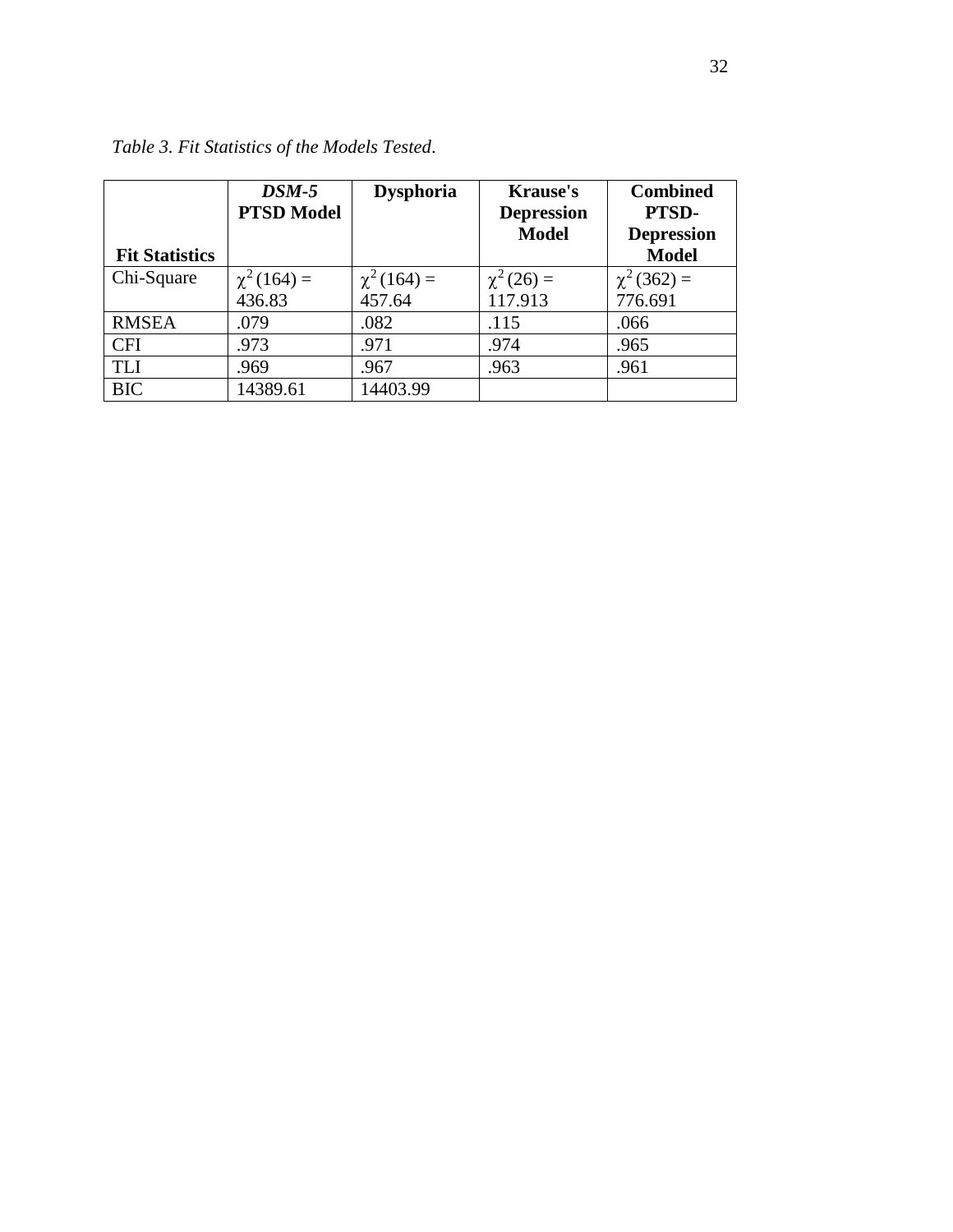*Table 3. Fit Statistics of the Models Tested*.

| Fit Statistics | ***DSM-5* PTSD Model** | **Dysphoria** | **Krause's Depression Model** | **Combined PTSD-Depression Model** |
|---|---|---|---|---|
| Chi-Square | $\chi^2(164) =$ 436.83 | $\chi^2(164) =$ 457.64 | $\chi^2(26) =$ 117.913 | $\chi^2(362) =$ 776.691 |
| RMSEA | .079 | .082 | .115 | .066 |
| CFI | .973 | .971 | .974 | .965 |
| TLI | .969 | .967 | .963 | .961 |
| BIC | 14389.61 | 14403.99 | | |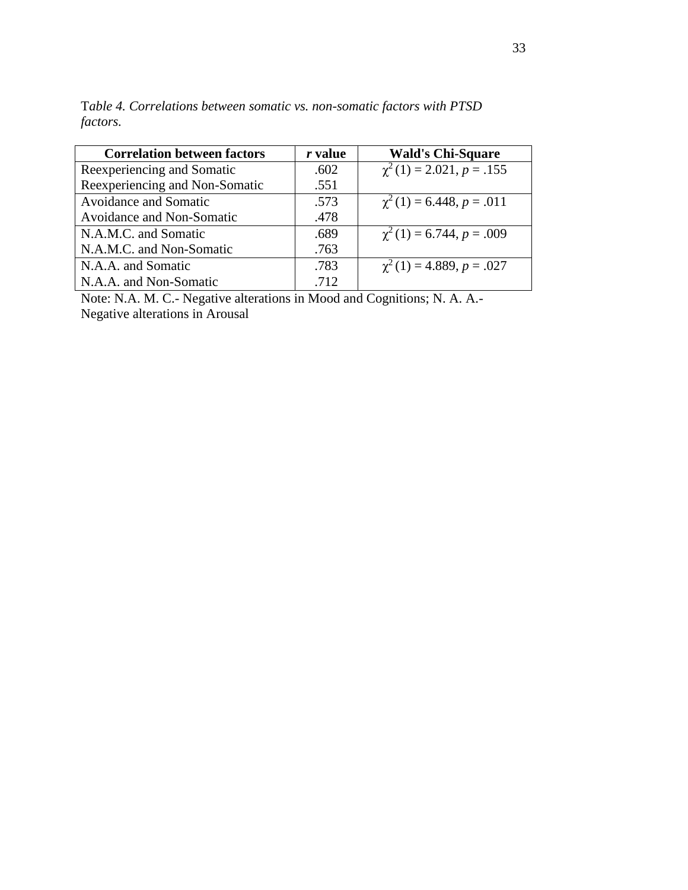T*able 4. Correlations between somatic vs. non-somatic factors with PTSD factors.*

| Correlation between factors | *r* value | Wald's Chi-Square |
|---|---|---|
| Reexperiencing and Somatic | .602 | $\chi^2(1) = 2.021$, $p = .155$ |
| Reexperiencing and Non-Somatic | .551 | |
| Avoidance and Somatic | .573 | $\chi^2(1) = 6.448$, $p = .011$ |
| Avoidance and Non-Somatic | .478 | |
| N.A.M.C. and Somatic | .689 | $\chi^2(1) = 6.744$, $p = .009$ |
| N.A.M.C. and Non-Somatic | .763 | |
| N.A.A. and Somatic | .783 | $\chi^2(1) = 4.889$, $p = .027$ |
| N.A.A. and Non-Somatic | .712 | |

Note: N.A. M. C.- Negative alterations in Mood and Cognitions; N. A. A.- Negative alterations in Arousal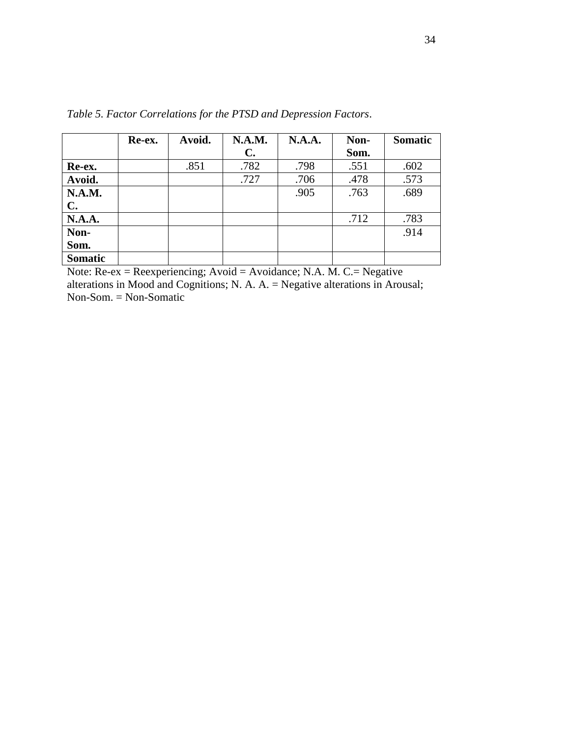*Table 5. Factor Correlations for the PTSD and Depression Factors*.

| | Re-ex. | Avoid. | N.A.M.C. | N.A.A. | Non-Som. | Somatic |
|---|---|---|---|---|---|---|
| **Re-ex.** | | .851 | .782 | .798 | .551 | .602 |
| **Avoid.** | | | .727 | .706 | .478 | .573 |
| **N.A.M.C.** | | | | .905 | .763 | .689 |
| **N.A.A.** | | | | | .712 | .783 |
| **Non-Som.** | | | | | | .914 |
| **Somatic** | | | | | | |

Note: Re-ex = Reexperiencing; Avoid = Avoidance; N.A. M. C.= Negative alterations in Mood and Cognitions; N. A. A. = Negative alterations in Arousal; Non-Som. = Non-Somatic